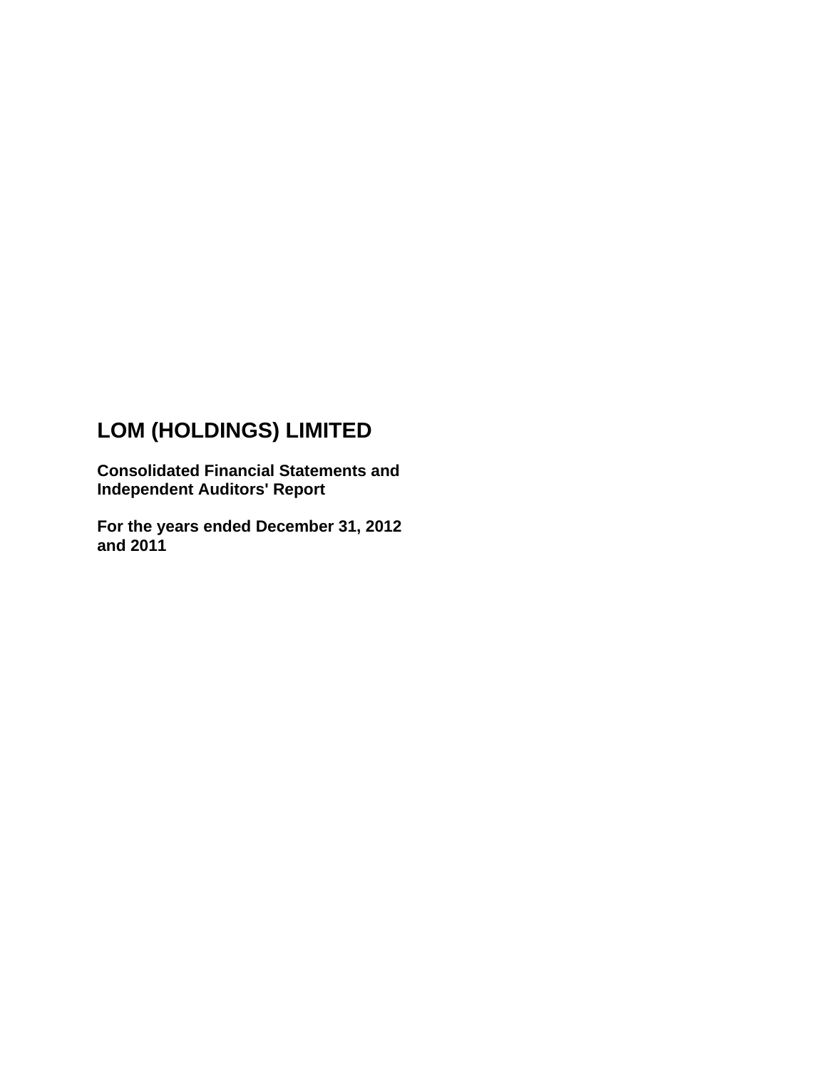# LOM (HOLDINGS) LIMITED

**Consolidated Financial Statements and Independent Auditors' Report**

**For the years ended December 31, 2012 and 2011**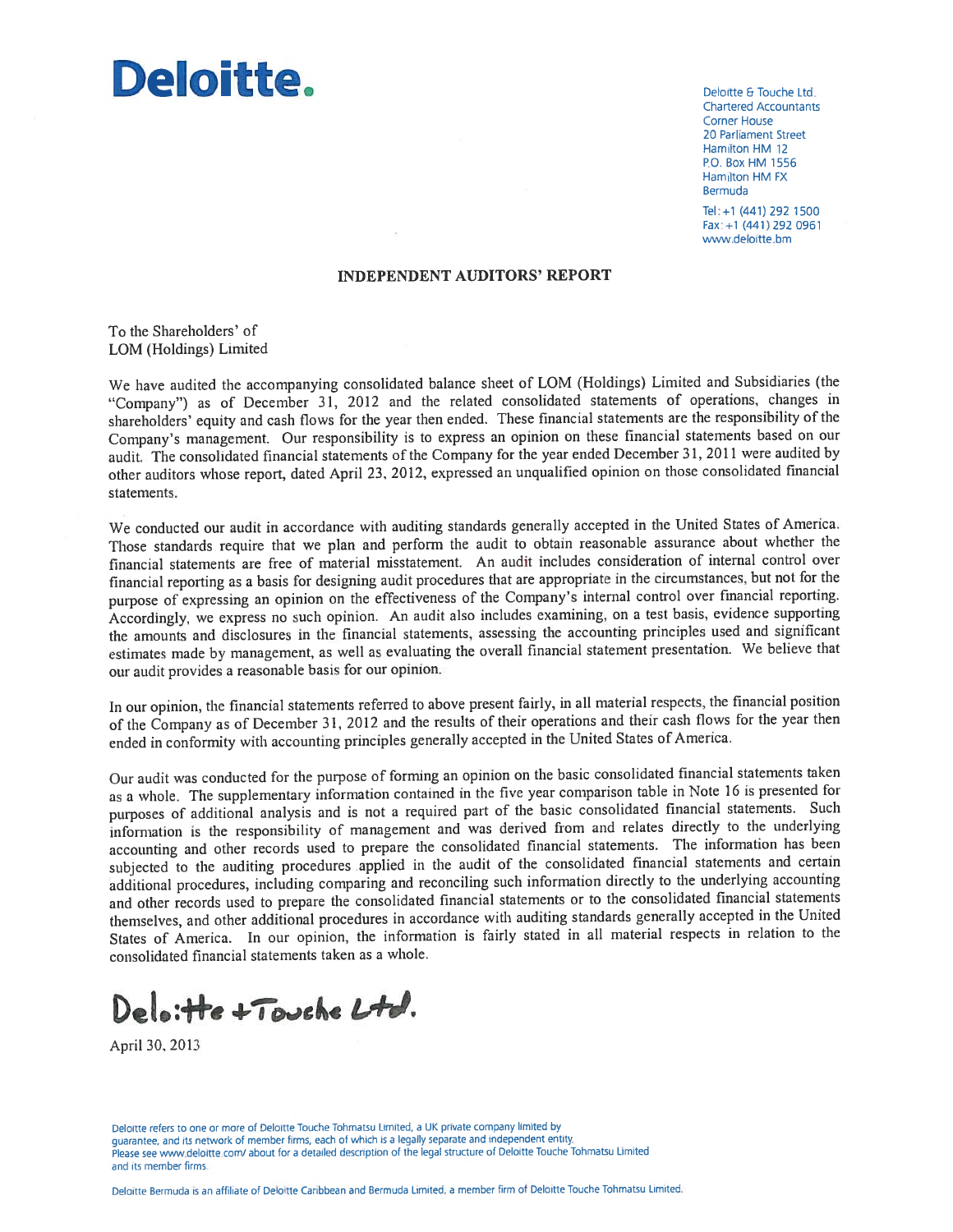# Deloitte.

Deloitte & Touche Ltd.
Chartered Accountants
Corner House
20 Parliament Street
Hamilton HM 12
P.O. Box HM 1556
Hamilton HM FX
Bermuda

Tel: +1 (441) 292 1500
Fax: +1 (441) 292 0961
www.deloitte.bm

## INDEPENDENT AUDITORS' REPORT

To the Shareholders' of
LOM (Holdings) Limited

We have audited the accompanying consolidated balance sheet of LOM (Holdings) Limited and Subsidiaries (the "Company") as of December 31, 2012 and the related consolidated statements of operations, changes in shareholders' equity and cash flows for the year then ended. These financial statements are the responsibility of the Company's management. Our responsibility is to express an opinion on these financial statements based on our audit. The consolidated financial statements of the Company for the year ended December 31, 2011 were audited by other auditors whose report, dated April 23, 2012, expressed an unqualified opinion on those consolidated financial statements.

We conducted our audit in accordance with auditing standards generally accepted in the United States of America. Those standards require that we plan and perform the audit to obtain reasonable assurance about whether the financial statements are free of material misstatement. An audit includes consideration of internal control over financial reporting as a basis for designing audit procedures that are appropriate in the circumstances, but not for the purpose of expressing an opinion on the effectiveness of the Company's internal control over financial reporting. Accordingly, we express no such opinion. An audit also includes examining, on a test basis, evidence supporting the amounts and disclosures in the financial statements, assessing the accounting principles used and significant estimates made by management, as well as evaluating the overall financial statement presentation. We believe that our audit provides a reasonable basis for our opinion.

In our opinion, the financial statements referred to above present fairly, in all material respects, the financial position of the Company as of December 31, 2012 and the results of their operations and their cash flows for the year then ended in conformity with accounting principles generally accepted in the United States of America.

Our audit was conducted for the purpose of forming an opinion on the basic consolidated financial statements taken as a whole. The supplementary information contained in the five year comparison table in Note 16 is presented for purposes of additional analysis and is not a required part of the basic consolidated financial statements. Such information is the responsibility of management and was derived from and relates directly to the underlying accounting and other records used to prepare the consolidated financial statements. The information has been subjected to the auditing procedures applied in the audit of the consolidated financial statements and certain additional procedures, including comparing and reconciling such information directly to the underlying accounting and other records used to prepare the consolidated financial statements or to the consolidated financial statements themselves, and other additional procedures in accordance with auditing standards generally accepted in the United States of America. In our opinion, the information is fairly stated in all material respects in relation to the consolidated financial statements taken as a whole.

Deloitte + Touche Ltd.

April 30, 2013

Deloitte refers to one or more of Deloitte Touche Tohmatsu Limited, a UK private company limited by guarantee, and its network of member firms, each of which is a legally separate and independent entity. Please see www.deloitte.com/about for a detailed description of the legal structure of Deloitte Touche Tohmatsu Limited and its member firms.

Deloitte Bermuda is an affiliate of Deloitte Caribbean and Bermuda Limited, a member firm of Deloitte Touche Tohmatsu Limited.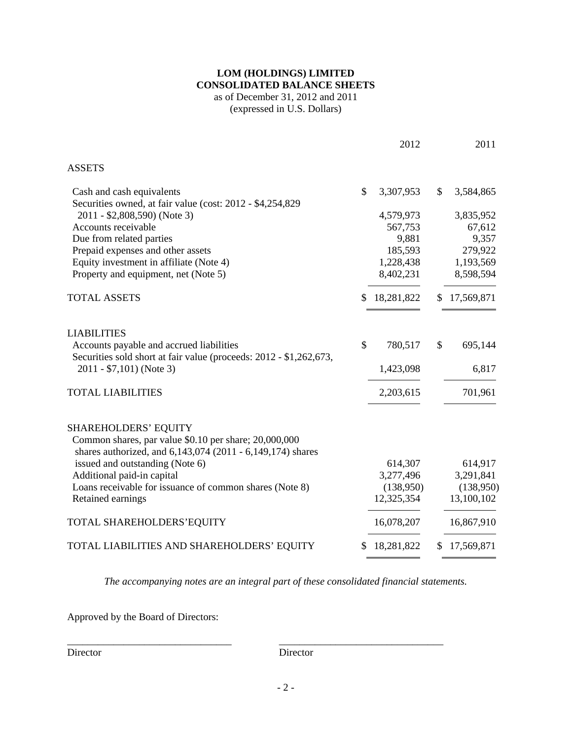**LOM (HOLDINGS) LIMITED**
**CONSOLIDATED BALANCE SHEETS**
as of December 31, 2012 and 2011
(expressed in U.S. Dollars)

| | 2012 | 2011 |
|---|---|---|
| ASSETS | | |
| Cash and cash equivalents | $ 3,307,953 | $ 3,584,865 |
| Securities owned, at fair value (cost: 2012 - $4,254,829 2011 - $2,808,590) (Note 3) | 4,579,973 | 3,835,952 |
| Accounts receivable | 567,753 | 67,612 |
| Due from related parties | 9,881 | 9,357 |
| Prepaid expenses and other assets | 185,593 | 279,922 |
| Equity investment in affiliate (Note 4) | 1,228,438 | 1,193,569 |
| Property and equipment, net (Note 5) | 8,402,231 | 8,598,594 |
| TOTAL ASSETS | $ 18,281,822 | $ 17,569,871 |
| LIABILITIES | | |
| Accounts payable and accrued liabilities | $ 780,517 | $ 695,144 |
| Securities sold short at fair value (proceeds: 2012 - $1,262,673, 2011 - $7,101) (Note 3) | 1,423,098 | 6,817 |
| TOTAL LIABILITIES | 2,203,615 | 701,961 |
| SHAREHOLDERS' EQUITY | | |
| Common shares, par value $0.10 per share; 20,000,000 shares authorized, and 6,143,074 (2011 - 6,149,174) shares issued and outstanding (Note 6) | 614,307 | 614,917 |
| Additional paid-in capital | 3,277,496 | 3,291,841 |
| Loans receivable for issuance of common shares (Note 8) | (138,950) | (138,950) |
| Retained earnings | 12,325,354 | 13,100,102 |
| TOTAL SHAREHOLDERS'EQUITY | 16,078,207 | 16,867,910 |
| TOTAL LIABILITIES AND SHAREHOLDERS' EQUITY | $ 18,281,822 | $ 17,569,871 |

*The accompanying notes are an integral part of these consolidated financial statements.*

Approved by the Board of Directors:

\_\_\_\_\_\_\_\_\_\_\_\_\_\_\_\_\_\_\_\_\_\_\_\_\_\_\_\_\_\_\_\_ \_\_\_\_\_\_\_\_\_\_\_\_\_\_\_\_\_\_\_\_\_\_\_\_\_\_\_\_\_\_\_\_

Director Director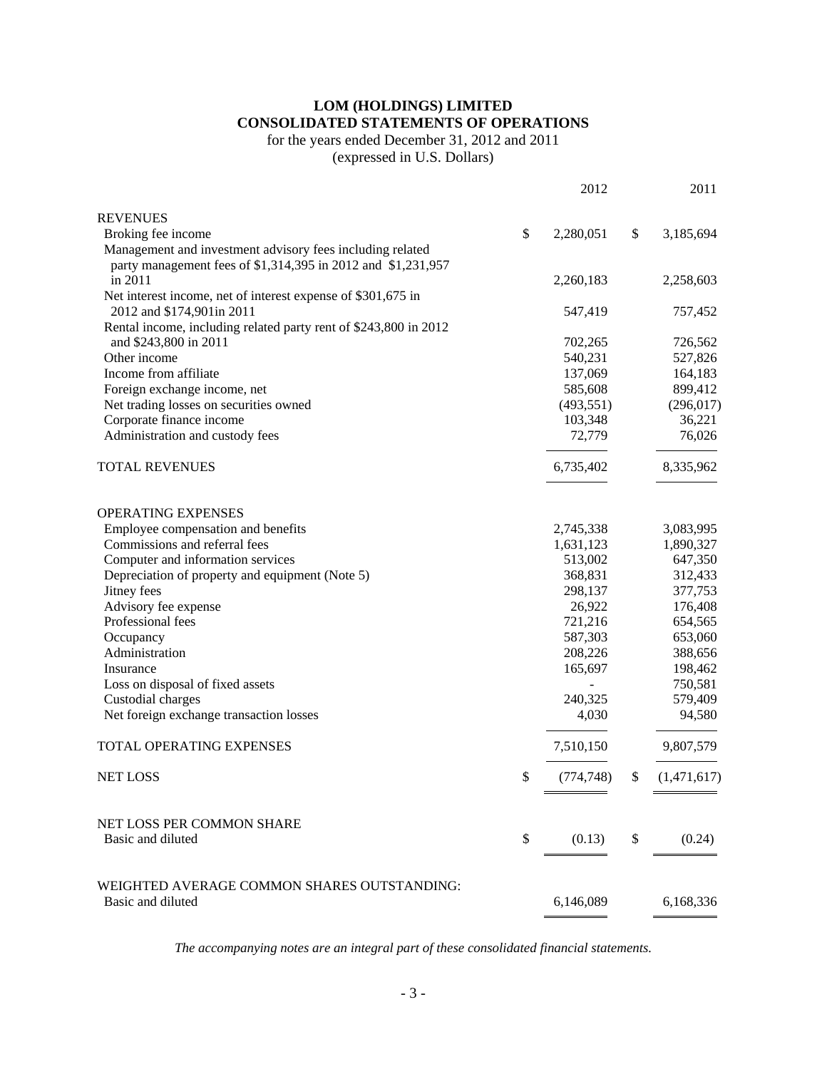# LOM (HOLDINGS) LIMITED
# CONSOLIDATED STATEMENTS OF OPERATIONS

for the years ended December 31, 2012 and 2011
(expressed in U.S. Dollars)

| | 2012 | 2011 |
|---|---|---|
| **REVENUES** | | |
| Broking fee income | $ 2,280,051 | $ 3,185,694 |
| Management and investment advisory fees including related party management fees of $1,314,395 in 2012 and $1,231,957 in 2011 | 2,260,183 | 2,258,603 |
| Net interest income, net of interest expense of $301,675 in 2012 and $174,901in 2011 | 547,419 | 757,452 |
| Rental income, including related party rent of $243,800 in 2012 and $243,800 in 2011 | 702,265 | 726,562 |
| Other income | 540,231 | 527,826 |
| Income from affiliate | 137,069 | 164,183 |
| Foreign exchange income, net | 585,608 | 899,412 |
| Net trading losses on securities owned | (493,551) | (296,017) |
| Corporate finance income | 103,348 | 36,221 |
| Administration and custody fees | 72,779 | 76,026 |
| TOTAL REVENUES | 6,735,402 | 8,335,962 |
| **OPERATING EXPENSES** | | |
| Employee compensation and benefits | 2,745,338 | 3,083,995 |
| Commissions and referral fees | 1,631,123 | 1,890,327 |
| Computer and information services | 513,002 | 647,350 |
| Depreciation of property and equipment (Note 5) | 368,831 | 312,433 |
| Jitney fees | 298,137 | 377,753 |
| Advisory fee expense | 26,922 | 176,408 |
| Professional fees | 721,216 | 654,565 |
| Occupancy | 587,303 | 653,060 |
| Administration | 208,226 | 388,656 |
| Insurance | 165,697 | 198,462 |
| Loss on disposal of fixed assets | - | 750,581 |
| Custodial charges | 240,325 | 579,409 |
| Net foreign exchange transaction losses | 4,030 | 94,580 |
| TOTAL OPERATING EXPENSES | 7,510,150 | 9,807,579 |
| NET LOSS | $ (774,748) | $ (1,471,617) |
| NET LOSS PER COMMON SHARE | | |
| Basic and diluted | $ (0.13) | $ (0.24) |
| WEIGHTED AVERAGE COMMON SHARES OUTSTANDING: | | |
| Basic and diluted | 6,146,089 | 6,168,336 |

*The accompanying notes are an integral part of these consolidated financial statements.*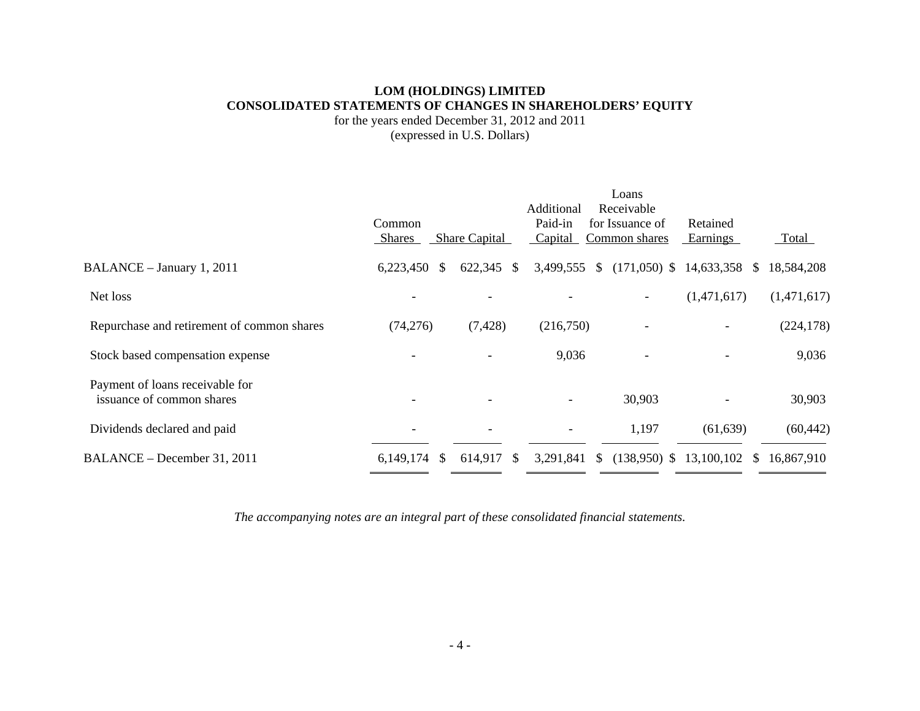**LOM (HOLDINGS) LIMITED**
**CONSOLIDATED STATEMENTS OF CHANGES IN SHAREHOLDERS' EQUITY**
for the years ended December 31, 2012 and 2011
(expressed in U.S. Dollars)

| | Common Shares | Share Capital | Additional Paid-in Capital | Loans Receivable for Issuance of Common shares | Retained Earnings | Total |
|---|---|---|---|---|---|---|
| BALANCE – January 1, 2011 | 6,223,450 | $ 622,345 | $ 3,499,555 | $ (171,050) | $ 14,633,358 | $ 18,584,208 |
| Net loss | - | - | - | - | (1,471,617) | (1,471,617) |
| Repurchase and retirement of common shares | (74,276) | (7,428) | (216,750) | - | - | (224,178) |
| Stock based compensation expense | - | - | 9,036 | - | - | 9,036 |
| Payment of loans receivable for issuance of common shares | - | - | - | 30,903 | - | 30,903 |
| Dividends declared and paid | - | - | - | 1,197 | (61,639) | (60,442) |
| BALANCE – December 31, 2011 | 6,149,174 | $ 614,917 | $ 3,291,841 | $ (138,950) | $ 13,100,102 | $ 16,867,910 |

*The accompanying notes are an integral part of these consolidated financial statements.*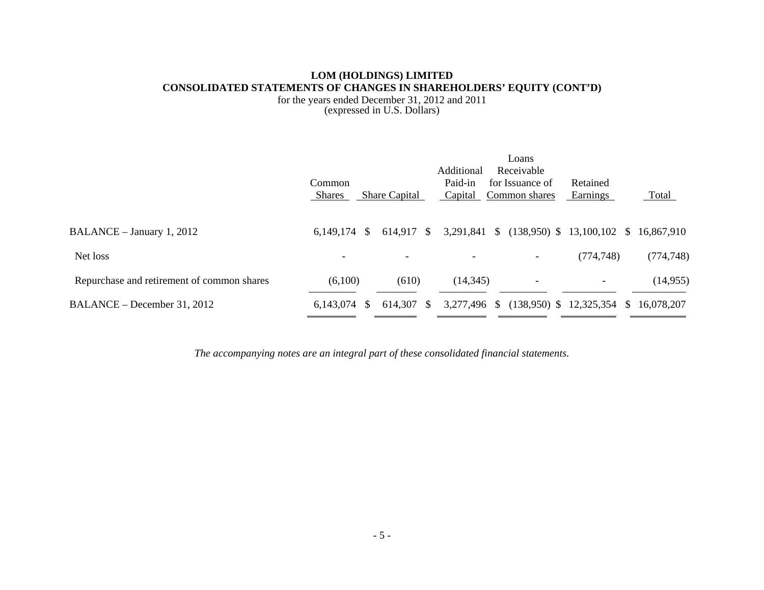**LOM (HOLDINGS) LIMITED**
**CONSOLIDATED STATEMENTS OF CHANGES IN SHAREHOLDERS' EQUITY (CONT'D)**
for the years ended December 31, 2012 and 2011
(expressed in U.S. Dollars)

| | Common Shares | Share Capital | Additional Paid-in Capital | Loans Receivable for Issuance of Common shares | Retained Earnings | Total |
|---|---|---|---|---|---|---|
| BALANCE – January 1, 2012 | 6,149,174 | $ 614,917 | $ 3,291,841 | $ (138,950) | $ 13,100,102 | $ 16,867,910 |
| Net loss | - | - | - | - | (774,748) | (774,748) |
| Repurchase and retirement of common shares | (6,100) | (610) | (14,345) | - | - | (14,955) |
| BALANCE – December 31, 2012 | 6,143,074 | $ 614,307 | $ 3,277,496 | $ (138,950) | $ 12,325,354 | $ 16,078,207 |

*The accompanying notes are an integral part of these consolidated financial statements.*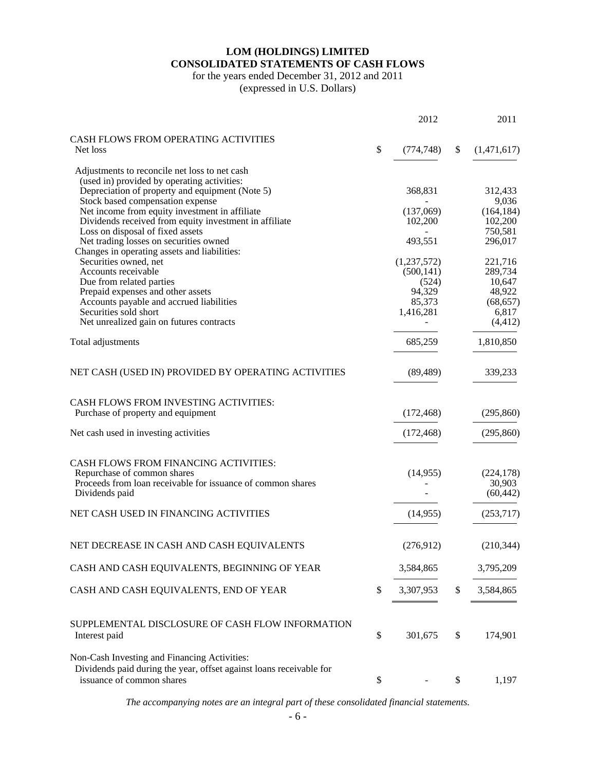# LOM (HOLDINGS) LIMITED
## CONSOLIDATED STATEMENTS OF CASH FLOWS
for the years ended December 31, 2012 and 2011
(expressed in U.S. Dollars)

| | 2012 | 2011 |
|---|---|---|
| CASH FLOWS FROM OPERATING ACTIVITIES | | |
| Net loss | $ (774,748) | $ (1,471,617) |
| Adjustments to reconcile net loss to net cash (used in) provided by operating activities: | | |
| Depreciation of property and equipment (Note 5) | 368,831 | 312,433 |
| Stock based compensation expense | - | 9,036 |
| Net income from equity investment in affiliate | (137,069) | (164,184) |
| Dividends received from equity investment in affiliate | 102,200 | 102,200 |
| Loss on disposal of fixed assets | - | 750,581 |
| Net trading losses on securities owned | 493,551 | 296,017 |
| Changes in operating assets and liabilities: | | |
| Securities owned, net | (1,237,572) | 221,716 |
| Accounts receivable | (500,141) | 289,734 |
| Due from related parties | (524) | 10,647 |
| Prepaid expenses and other assets | 94,329 | 48,922 |
| Accounts payable and accrued liabilities | 85,373 | (68,657) |
| Securities sold short | 1,416,281 | 6,817 |
| Net unrealized gain on futures contracts | - | (4,412) |
| Total adjustments | 685,259 | 1,810,850 |
| NET CASH (USED IN) PROVIDED BY OPERATING ACTIVITIES | (89,489) | 339,233 |
| CASH FLOWS FROM INVESTING ACTIVITIES: | | |
| Purchase of property and equipment | (172,468) | (295,860) |
| Net cash used in investing activities | (172,468) | (295,860) |
| CASH FLOWS FROM FINANCING ACTIVITIES: | | |
| Repurchase of common shares | (14,955) | (224,178) |
| Proceeds from loan receivable for issuance of common shares | - | 30,903 |
| Dividends paid | - | (60,442) |
| NET CASH USED IN FINANCING ACTIVITIES | (14,955) | (253,717) |
| NET DECREASE IN CASH AND CASH EQUIVALENTS | (276,912) | (210,344) |
| CASH AND CASH EQUIVALENTS, BEGINNING OF YEAR | 3,584,865 | 3,795,209 |
| CASH AND CASH EQUIVALENTS, END OF YEAR | $ 3,307,953 | $ 3,584,865 |
| SUPPLEMENTAL DISCLOSURE OF CASH FLOW INFORMATION | | |
| Interest paid | $ 301,675 | $ 174,901 |
| Non-Cash Investing and Financing Activities: | | |
| Dividends paid during the year, offset against loans receivable for issuance of common shares | $ - | $ 1,197 |

*The accompanying notes are an integral part of these consolidated financial statements.*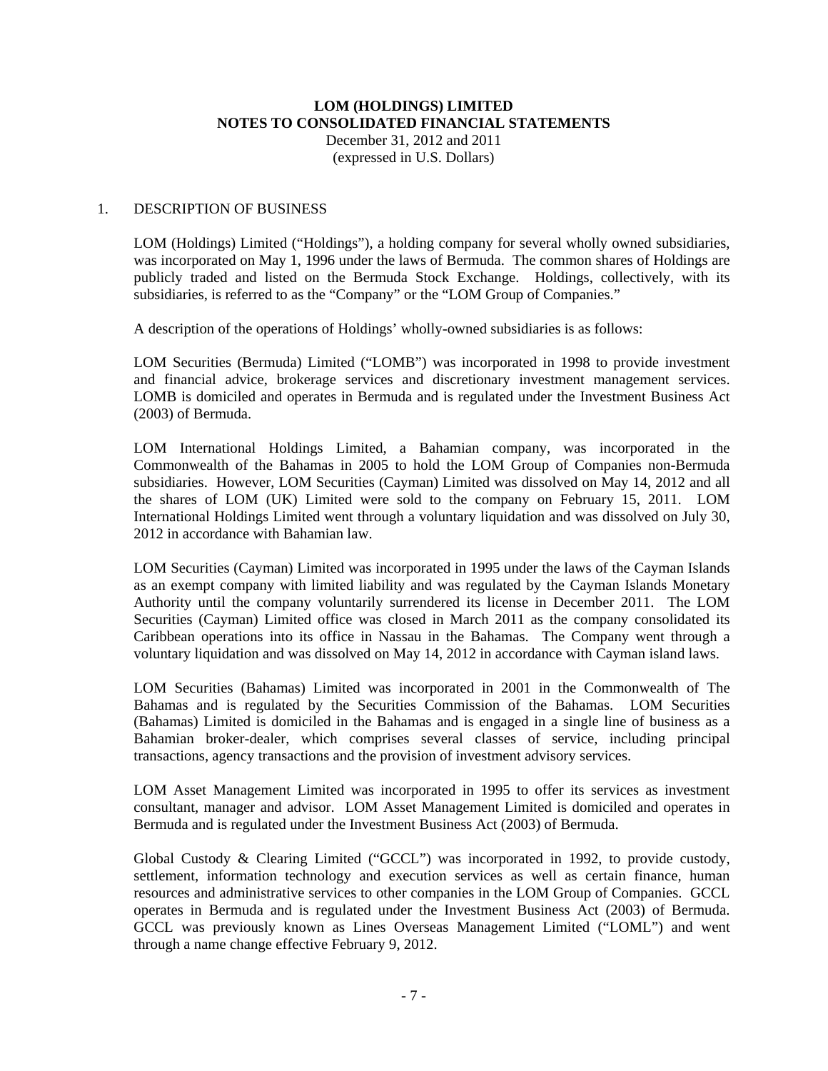# LOM (HOLDINGS) LIMITED
## NOTES TO CONSOLIDATED FINANCIAL STATEMENTS
December 31, 2012 and 2011
(expressed in U.S. Dollars)

1. DESCRIPTION OF BUSINESS

LOM (Holdings) Limited ("Holdings"), a holding company for several wholly owned subsidiaries, was incorporated on May 1, 1996 under the laws of Bermuda. The common shares of Holdings are publicly traded and listed on the Bermuda Stock Exchange. Holdings, collectively, with its subsidiaries, is referred to as the "Company" or the "LOM Group of Companies."

A description of the operations of Holdings' wholly-owned subsidiaries is as follows:

LOM Securities (Bermuda) Limited ("LOMB") was incorporated in 1998 to provide investment and financial advice, brokerage services and discretionary investment management services. LOMB is domiciled and operates in Bermuda and is regulated under the Investment Business Act (2003) of Bermuda.

LOM International Holdings Limited, a Bahamian company, was incorporated in the Commonwealth of the Bahamas in 2005 to hold the LOM Group of Companies non-Bermuda subsidiaries. However, LOM Securities (Cayman) Limited was dissolved on May 14, 2012 and all the shares of LOM (UK) Limited were sold to the company on February 15, 2011. LOM International Holdings Limited went through a voluntary liquidation and was dissolved on July 30, 2012 in accordance with Bahamian law.

LOM Securities (Cayman) Limited was incorporated in 1995 under the laws of the Cayman Islands as an exempt company with limited liability and was regulated by the Cayman Islands Monetary Authority until the company voluntarily surrendered its license in December 2011. The LOM Securities (Cayman) Limited office was closed in March 2011 as the company consolidated its Caribbean operations into its office in Nassau in the Bahamas. The Company went through a voluntary liquidation and was dissolved on May 14, 2012 in accordance with Cayman island laws.

LOM Securities (Bahamas) Limited was incorporated in 2001 in the Commonwealth of The Bahamas and is regulated by the Securities Commission of the Bahamas. LOM Securities (Bahamas) Limited is domiciled in the Bahamas and is engaged in a single line of business as a Bahamian broker-dealer, which comprises several classes of service, including principal transactions, agency transactions and the provision of investment advisory services.

LOM Asset Management Limited was incorporated in 1995 to offer its services as investment consultant, manager and advisor. LOM Asset Management Limited is domiciled and operates in Bermuda and is regulated under the Investment Business Act (2003) of Bermuda.

Global Custody & Clearing Limited ("GCCL") was incorporated in 1992, to provide custody, settlement, information technology and execution services as well as certain finance, human resources and administrative services to other companies in the LOM Group of Companies. GCCL operates in Bermuda and is regulated under the Investment Business Act (2003) of Bermuda. GCCL was previously known as Lines Overseas Management Limited ("LOML") and went through a name change effective February 9, 2012.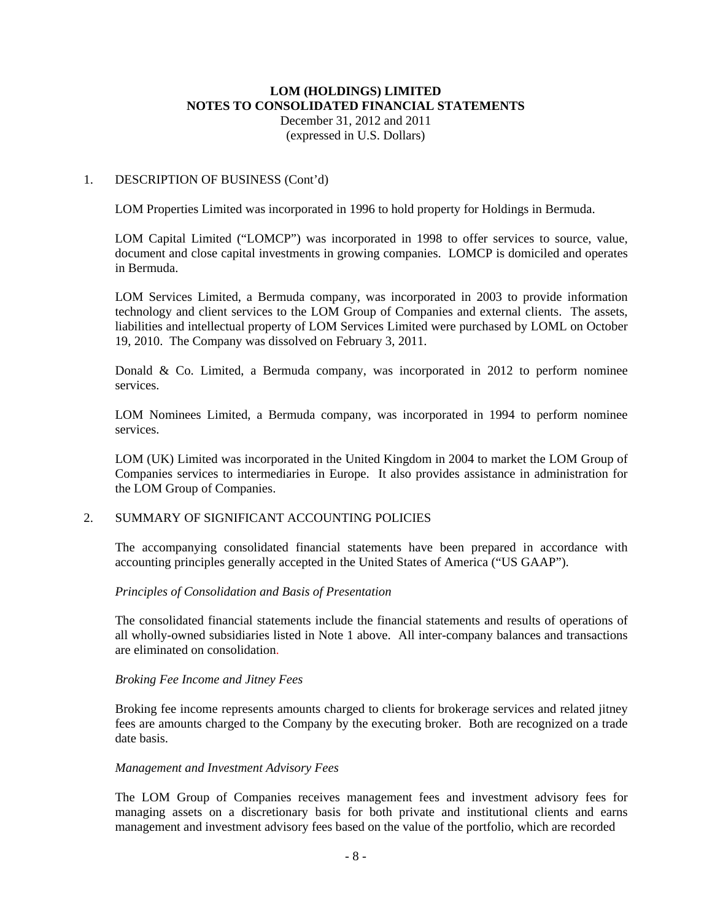# LOM (HOLDINGS) LIMITED
# NOTES TO CONSOLIDATED FINANCIAL STATEMENTS

December 31, 2012 and 2011
(expressed in U.S. Dollars)

## 1. DESCRIPTION OF BUSINESS (Cont'd)

LOM Properties Limited was incorporated in 1996 to hold property for Holdings in Bermuda.

LOM Capital Limited ("LOMCP") was incorporated in 1998 to offer services to source, value, document and close capital investments in growing companies. LOMCP is domiciled and operates in Bermuda.

LOM Services Limited, a Bermuda company, was incorporated in 2003 to provide information technology and client services to the LOM Group of Companies and external clients. The assets, liabilities and intellectual property of LOM Services Limited were purchased by LOML on October 19, 2010. The Company was dissolved on February 3, 2011.

Donald & Co. Limited, a Bermuda company, was incorporated in 2012 to perform nominee services.

LOM Nominees Limited, a Bermuda company, was incorporated in 1994 to perform nominee services.

LOM (UK) Limited was incorporated in the United Kingdom in 2004 to market the LOM Group of Companies services to intermediaries in Europe. It also provides assistance in administration for the LOM Group of Companies.

## 2. SUMMARY OF SIGNIFICANT ACCOUNTING POLICIES

The accompanying consolidated financial statements have been prepared in accordance with accounting principles generally accepted in the United States of America ("US GAAP").

*Principles of Consolidation and Basis of Presentation*

The consolidated financial statements include the financial statements and results of operations of all wholly-owned subsidiaries listed in Note 1 above. All inter-company balances and transactions are eliminated on consolidation.

*Broking Fee Income and Jitney Fees*

Broking fee income represents amounts charged to clients for brokerage services and related jitney fees are amounts charged to the Company by the executing broker. Both are recognized on a trade date basis.

*Management and Investment Advisory Fees*

The LOM Group of Companies receives management fees and investment advisory fees for managing assets on a discretionary basis for both private and institutional clients and earns management and investment advisory fees based on the value of the portfolio, which are recorded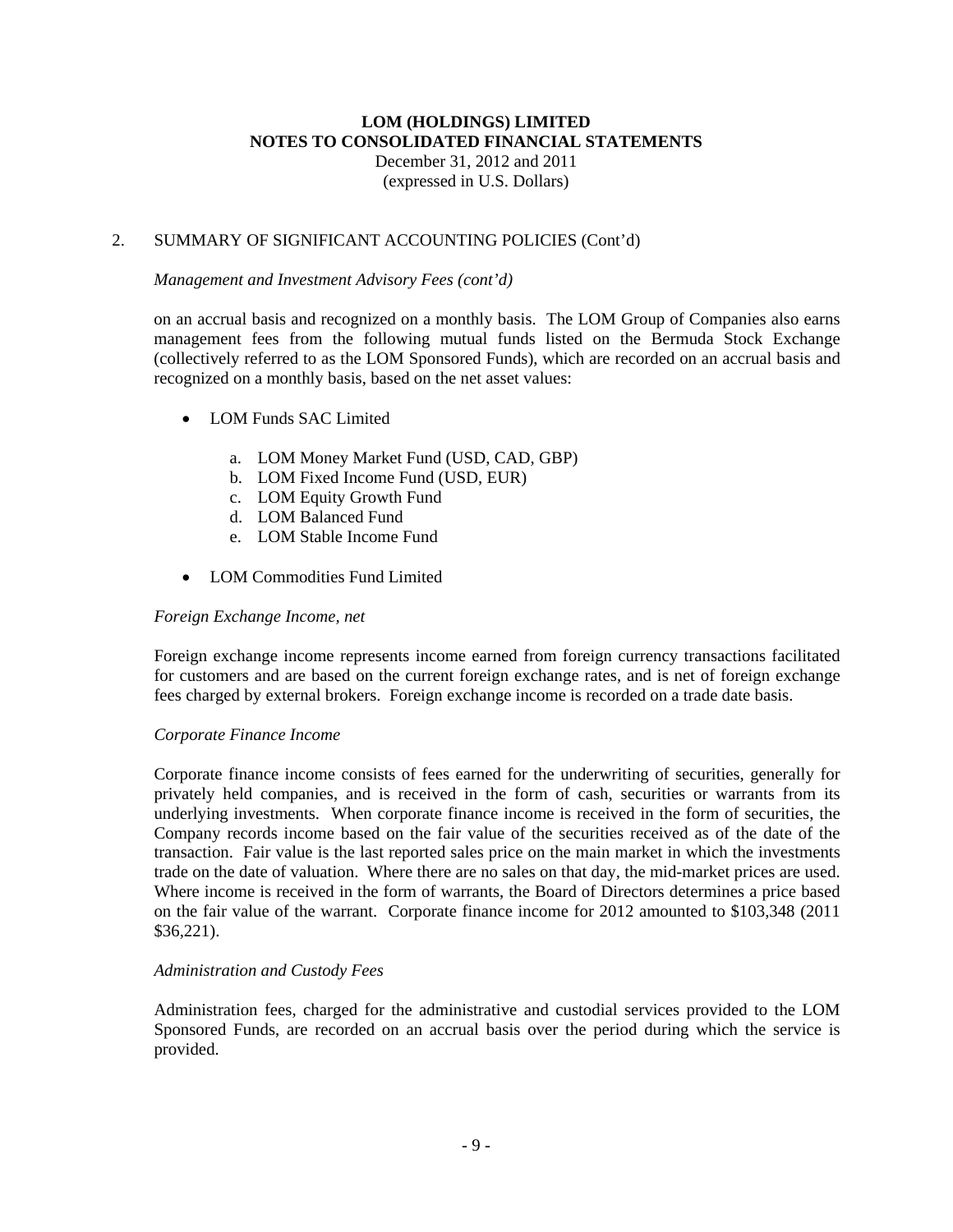## 2. SUMMARY OF SIGNIFICANT ACCOUNTING POLICIES (Cont'd)

*Management and Investment Advisory Fees (cont'd)*

on an accrual basis and recognized on a monthly basis. The LOM Group of Companies also earns management fees from the following mutual funds listed on the Bermuda Stock Exchange (collectively referred to as the LOM Sponsored Funds), which are recorded on an accrual basis and recognized on a monthly basis, based on the net asset values:

- LOM Funds SAC Limited
  a. LOM Money Market Fund (USD, CAD, GBP)
  b. LOM Fixed Income Fund (USD, EUR)
  c. LOM Equity Growth Fund
  d. LOM Balanced Fund
  e. LOM Stable Income Fund
- LOM Commodities Fund Limited

*Foreign Exchange Income, net*

Foreign exchange income represents income earned from foreign currency transactions facilitated for customers and are based on the current foreign exchange rates, and is net of foreign exchange fees charged by external brokers. Foreign exchange income is recorded on a trade date basis.

*Corporate Finance Income*

Corporate finance income consists of fees earned for the underwriting of securities, generally for privately held companies, and is received in the form of cash, securities or warrants from its underlying investments. When corporate finance income is received in the form of securities, the Company records income based on the fair value of the securities received as of the date of the transaction. Fair value is the last reported sales price on the main market in which the investments trade on the date of valuation. Where there are no sales on that day, the mid-market prices are used. Where income is received in the form of warrants, the Board of Directors determines a price based on the fair value of the warrant. Corporate finance income for 2012 amounted to $103,348 (2011 $36,221).

*Administration and Custody Fees*

Administration fees, charged for the administrative and custodial services provided to the LOM Sponsored Funds, are recorded on an accrual basis over the period during which the service is provided.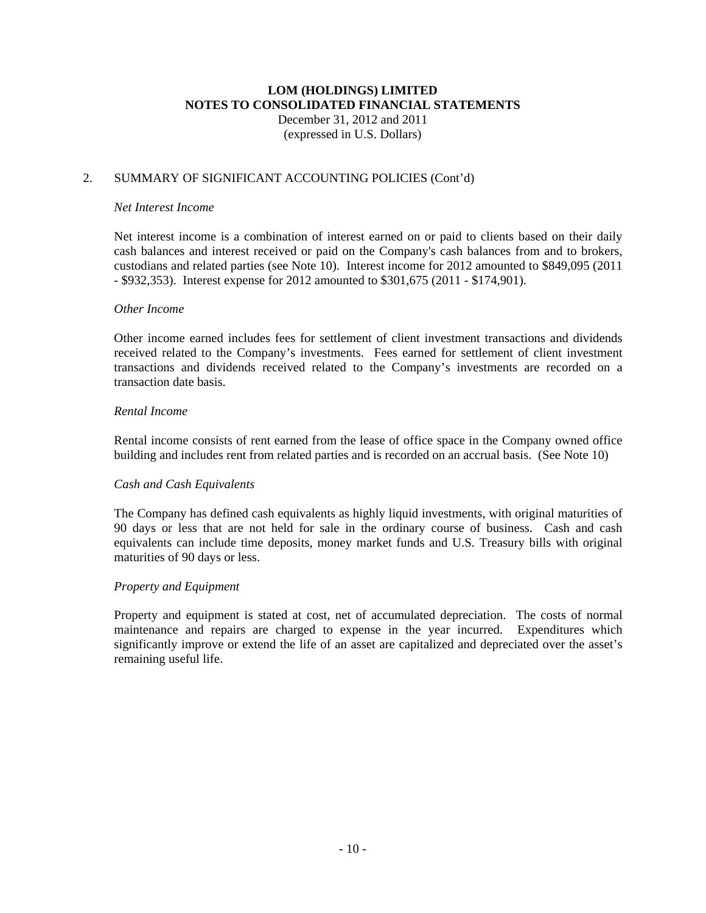**LOM (HOLDINGS) LIMITED**
**NOTES TO CONSOLIDATED FINANCIAL STATEMENTS**
December 31, 2012 and 2011
(expressed in U.S. Dollars)

2. SUMMARY OF SIGNIFICANT ACCOUNTING POLICIES (Cont'd)

*Net Interest Income*

Net interest income is a combination of interest earned on or paid to clients based on their daily cash balances and interest received or paid on the Company's cash balances from and to brokers, custodians and related parties (see Note 10). Interest income for 2012 amounted to $849,095 (2011 - $932,353). Interest expense for 2012 amounted to $301,675 (2011 - $174,901).

*Other Income*

Other income earned includes fees for settlement of client investment transactions and dividends received related to the Company's investments. Fees earned for settlement of client investment transactions and dividends received related to the Company's investments are recorded on a transaction date basis.

*Rental Income*

Rental income consists of rent earned from the lease of office space in the Company owned office building and includes rent from related parties and is recorded on an accrual basis. (See Note 10)

*Cash and Cash Equivalents*

The Company has defined cash equivalents as highly liquid investments, with original maturities of 90 days or less that are not held for sale in the ordinary course of business. Cash and cash equivalents can include time deposits, money market funds and U.S. Treasury bills with original maturities of 90 days or less.

*Property and Equipment*

Property and equipment is stated at cost, net of accumulated depreciation. The costs of normal maintenance and repairs are charged to expense in the year incurred. Expenditures which significantly improve or extend the life of an asset are capitalized and depreciated over the asset's remaining useful life.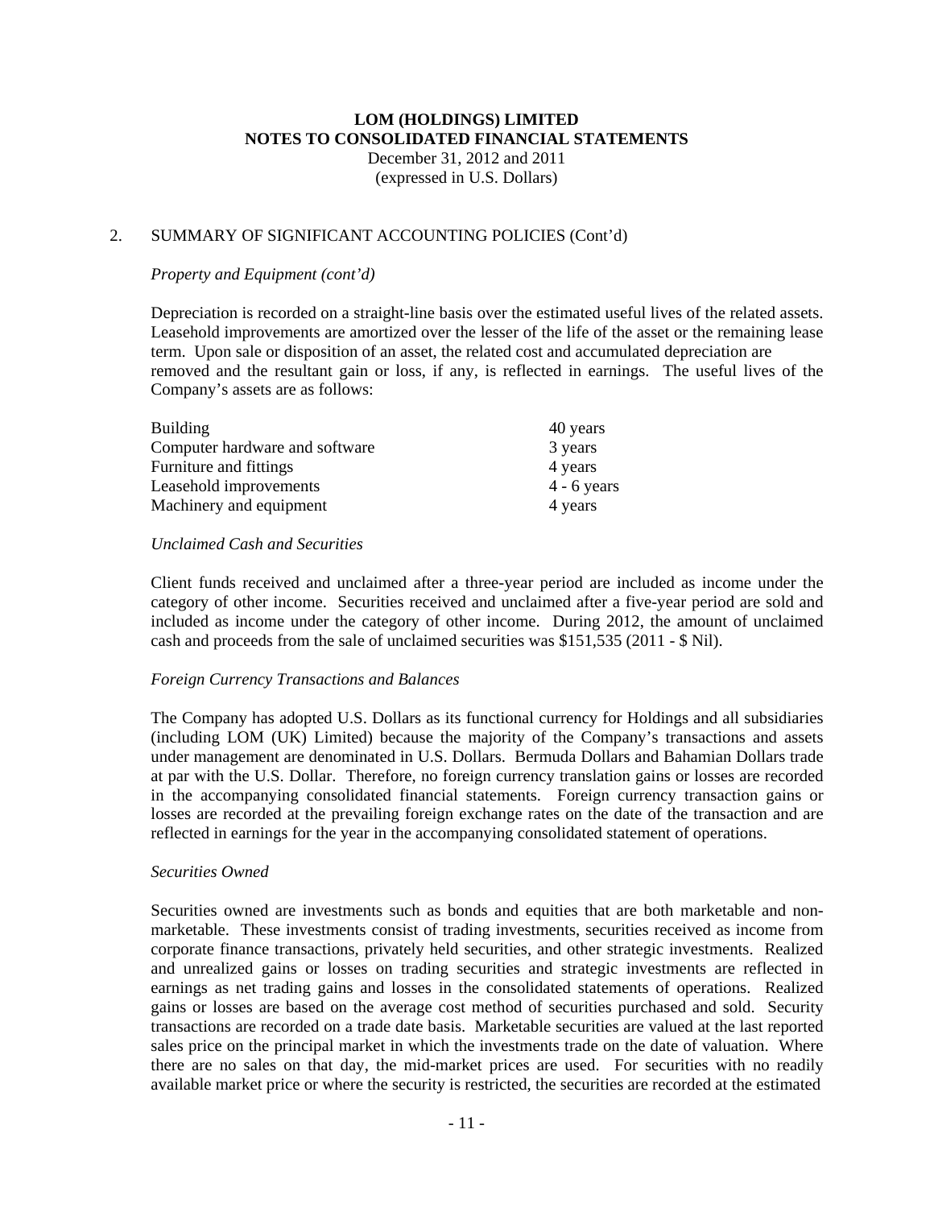# LOM (HOLDINGS) LIMITED
# NOTES TO CONSOLIDATED FINANCIAL STATEMENTS

December 31, 2012 and 2011
(expressed in U.S. Dollars)

## 2. SUMMARY OF SIGNIFICANT ACCOUNTING POLICIES (Cont'd)

*Property and Equipment (cont'd)*

Depreciation is recorded on a straight-line basis over the estimated useful lives of the related assets. Leasehold improvements are amortized over the lesser of the life of the asset or the remaining lease term. Upon sale or disposition of an asset, the related cost and accumulated depreciation are removed and the resultant gain or loss, if any, is reflected in earnings. The useful lives of the Company's assets are as follows:

| | |
|---|---|
| Building | 40 years |
| Computer hardware and software | 3 years |
| Furniture and fittings | 4 years |
| Leasehold improvements | 4 - 6 years |
| Machinery and equipment | 4 years |

*Unclaimed Cash and Securities*

Client funds received and unclaimed after a three-year period are included as income under the category of other income. Securities received and unclaimed after a five-year period are sold and included as income under the category of other income. During 2012, the amount of unclaimed cash and proceeds from the sale of unclaimed securities was $151,535 (2011 - $ Nil).

*Foreign Currency Transactions and Balances*

The Company has adopted U.S. Dollars as its functional currency for Holdings and all subsidiaries (including LOM (UK) Limited) because the majority of the Company's transactions and assets under management are denominated in U.S. Dollars. Bermuda Dollars and Bahamian Dollars trade at par with the U.S. Dollar. Therefore, no foreign currency translation gains or losses are recorded in the accompanying consolidated financial statements. Foreign currency transaction gains or losses are recorded at the prevailing foreign exchange rates on the date of the transaction and are reflected in earnings for the year in the accompanying consolidated statement of operations.

*Securities Owned*

Securities owned are investments such as bonds and equities that are both marketable and non-marketable. These investments consist of trading investments, securities received as income from corporate finance transactions, privately held securities, and other strategic investments. Realized and unrealized gains or losses on trading securities and strategic investments are reflected in earnings as net trading gains and losses in the consolidated statements of operations. Realized gains or losses are based on the average cost method of securities purchased and sold. Security transactions are recorded on a trade date basis. Marketable securities are valued at the last reported sales price on the principal market in which the investments trade on the date of valuation. Where there are no sales on that day, the mid-market prices are used. For securities with no readily available market price or where the security is restricted, the securities are recorded at the estimated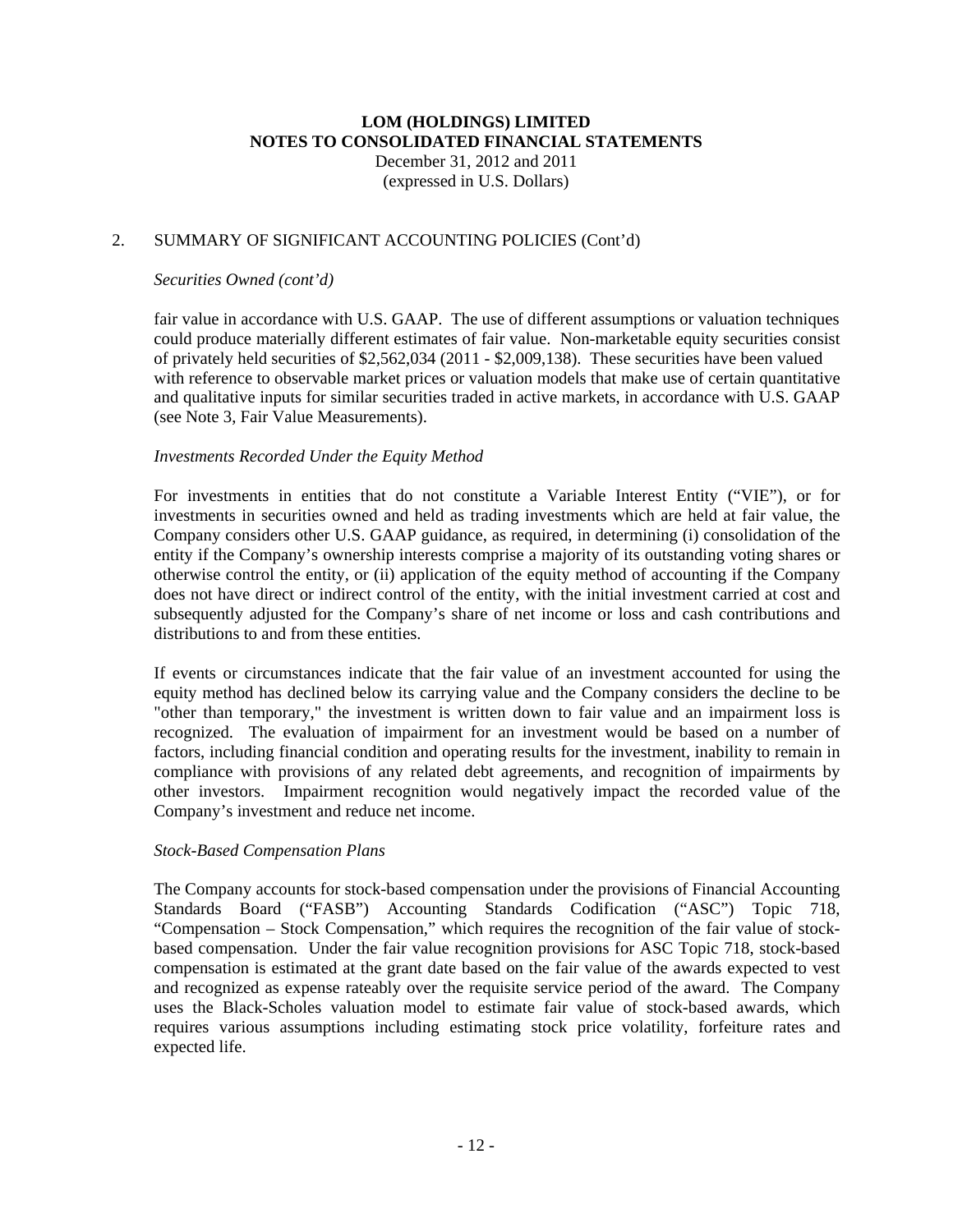## 2. SUMMARY OF SIGNIFICANT ACCOUNTING POLICIES (Cont'd)

*Securities Owned (cont'd)*

fair value in accordance with U.S. GAAP. The use of different assumptions or valuation techniques could produce materially different estimates of fair value. Non-marketable equity securities consist of privately held securities of $2,562,034 (2011 - $2,009,138). These securities have been valued with reference to observable market prices or valuation models that make use of certain quantitative and qualitative inputs for similar securities traded in active markets, in accordance with U.S. GAAP (see Note 3, Fair Value Measurements).

*Investments Recorded Under the Equity Method*

For investments in entities that do not constitute a Variable Interest Entity ("VIE"), or for investments in securities owned and held as trading investments which are held at fair value, the Company considers other U.S. GAAP guidance, as required, in determining (i) consolidation of the entity if the Company's ownership interests comprise a majority of its outstanding voting shares or otherwise control the entity, or (ii) application of the equity method of accounting if the Company does not have direct or indirect control of the entity, with the initial investment carried at cost and subsequently adjusted for the Company's share of net income or loss and cash contributions and distributions to and from these entities.

If events or circumstances indicate that the fair value of an investment accounted for using the equity method has declined below its carrying value and the Company considers the decline to be "other than temporary," the investment is written down to fair value and an impairment loss is recognized. The evaluation of impairment for an investment would be based on a number of factors, including financial condition and operating results for the investment, inability to remain in compliance with provisions of any related debt agreements, and recognition of impairments by other investors. Impairment recognition would negatively impact the recorded value of the Company's investment and reduce net income.

*Stock-Based Compensation Plans*

The Company accounts for stock-based compensation under the provisions of Financial Accounting Standards Board ("FASB") Accounting Standards Codification ("ASC") Topic 718, "Compensation – Stock Compensation," which requires the recognition of the fair value of stock-based compensation. Under the fair value recognition provisions for ASC Topic 718, stock-based compensation is estimated at the grant date based on the fair value of the awards expected to vest and recognized as expense rateably over the requisite service period of the award. The Company uses the Black-Scholes valuation model to estimate fair value of stock-based awards, which requires various assumptions including estimating stock price volatility, forfeiture rates and expected life.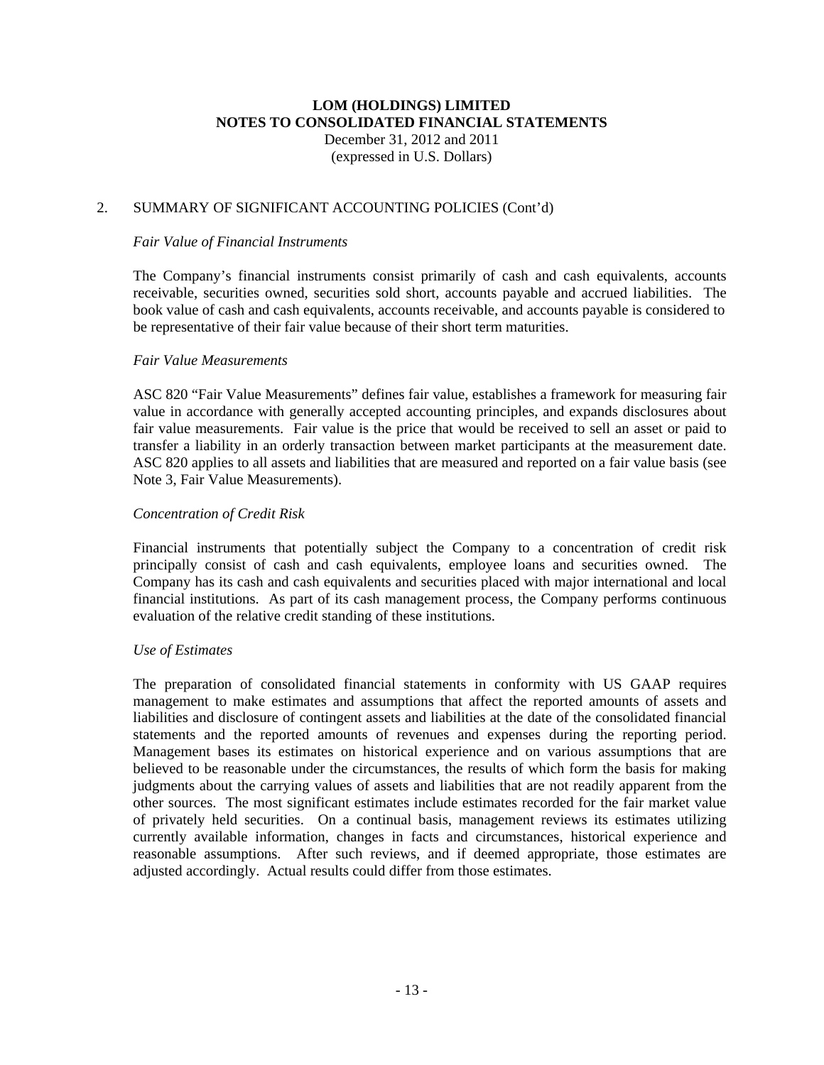**LOM (HOLDINGS) LIMITED**
**NOTES TO CONSOLIDATED FINANCIAL STATEMENTS**
December 31, 2012 and 2011
(expressed in U.S. Dollars)

## 2. SUMMARY OF SIGNIFICANT ACCOUNTING POLICIES (Cont'd)

*Fair Value of Financial Instruments*

The Company's financial instruments consist primarily of cash and cash equivalents, accounts receivable, securities owned, securities sold short, accounts payable and accrued liabilities. The book value of cash and cash equivalents, accounts receivable, and accounts payable is considered to be representative of their fair value because of their short term maturities.

*Fair Value Measurements*

ASC 820 "Fair Value Measurements" defines fair value, establishes a framework for measuring fair value in accordance with generally accepted accounting principles, and expands disclosures about fair value measurements. Fair value is the price that would be received to sell an asset or paid to transfer a liability in an orderly transaction between market participants at the measurement date. ASC 820 applies to all assets and liabilities that are measured and reported on a fair value basis (see Note 3, Fair Value Measurements).

*Concentration of Credit Risk*

Financial instruments that potentially subject the Company to a concentration of credit risk principally consist of cash and cash equivalents, employee loans and securities owned. The Company has its cash and cash equivalents and securities placed with major international and local financial institutions. As part of its cash management process, the Company performs continuous evaluation of the relative credit standing of these institutions.

*Use of Estimates*

The preparation of consolidated financial statements in conformity with US GAAP requires management to make estimates and assumptions that affect the reported amounts of assets and liabilities and disclosure of contingent assets and liabilities at the date of the consolidated financial statements and the reported amounts of revenues and expenses during the reporting period. Management bases its estimates on historical experience and on various assumptions that are believed to be reasonable under the circumstances, the results of which form the basis for making judgments about the carrying values of assets and liabilities that are not readily apparent from the other sources. The most significant estimates include estimates recorded for the fair market value of privately held securities. On a continual basis, management reviews its estimates utilizing currently available information, changes in facts and circumstances, historical experience and reasonable assumptions. After such reviews, and if deemed appropriate, those estimates are adjusted accordingly. Actual results could differ from those estimates.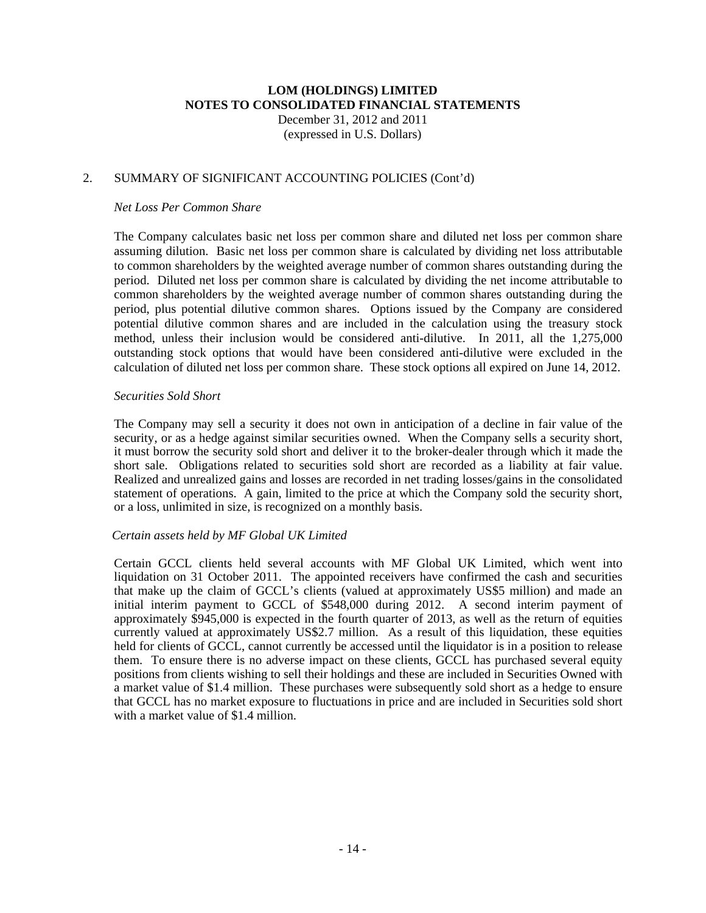**LOM (HOLDINGS) LIMITED**
**NOTES TO CONSOLIDATED FINANCIAL STATEMENTS**
December 31, 2012 and 2011
(expressed in U.S. Dollars)

2. SUMMARY OF SIGNIFICANT ACCOUNTING POLICIES (Cont'd)

*Net Loss Per Common Share*

The Company calculates basic net loss per common share and diluted net loss per common share assuming dilution. Basic net loss per common share is calculated by dividing net loss attributable to common shareholders by the weighted average number of common shares outstanding during the period. Diluted net loss per common share is calculated by dividing the net income attributable to common shareholders by the weighted average number of common shares outstanding during the period, plus potential dilutive common shares. Options issued by the Company are considered potential dilutive common shares and are included in the calculation using the treasury stock method, unless their inclusion would be considered anti-dilutive. In 2011, all the 1,275,000 outstanding stock options that would have been considered anti-dilutive were excluded in the calculation of diluted net loss per common share. These stock options all expired on June 14, 2012.

*Securities Sold Short*

The Company may sell a security it does not own in anticipation of a decline in fair value of the security, or as a hedge against similar securities owned. When the Company sells a security short, it must borrow the security sold short and deliver it to the broker-dealer through which it made the short sale. Obligations related to securities sold short are recorded as a liability at fair value. Realized and unrealized gains and losses are recorded in net trading losses/gains in the consolidated statement of operations. A gain, limited to the price at which the Company sold the security short, or a loss, unlimited in size, is recognized on a monthly basis.

*Certain assets held by MF Global UK Limited*

Certain GCCL clients held several accounts with MF Global UK Limited, which went into liquidation on 31 October 2011. The appointed receivers have confirmed the cash and securities that make up the claim of GCCL's clients (valued at approximately US$5 million) and made an initial interim payment to GCCL of $548,000 during 2012. A second interim payment of approximately $945,000 is expected in the fourth quarter of 2013, as well as the return of equities currently valued at approximately US$2.7 million. As a result of this liquidation, these equities held for clients of GCCL, cannot currently be accessed until the liquidator is in a position to release them. To ensure there is no adverse impact on these clients, GCCL has purchased several equity positions from clients wishing to sell their holdings and these are included in Securities Owned with a market value of $1.4 million. These purchases were subsequently sold short as a hedge to ensure that GCCL has no market exposure to fluctuations in price and are included in Securities sold short with a market value of $1.4 million.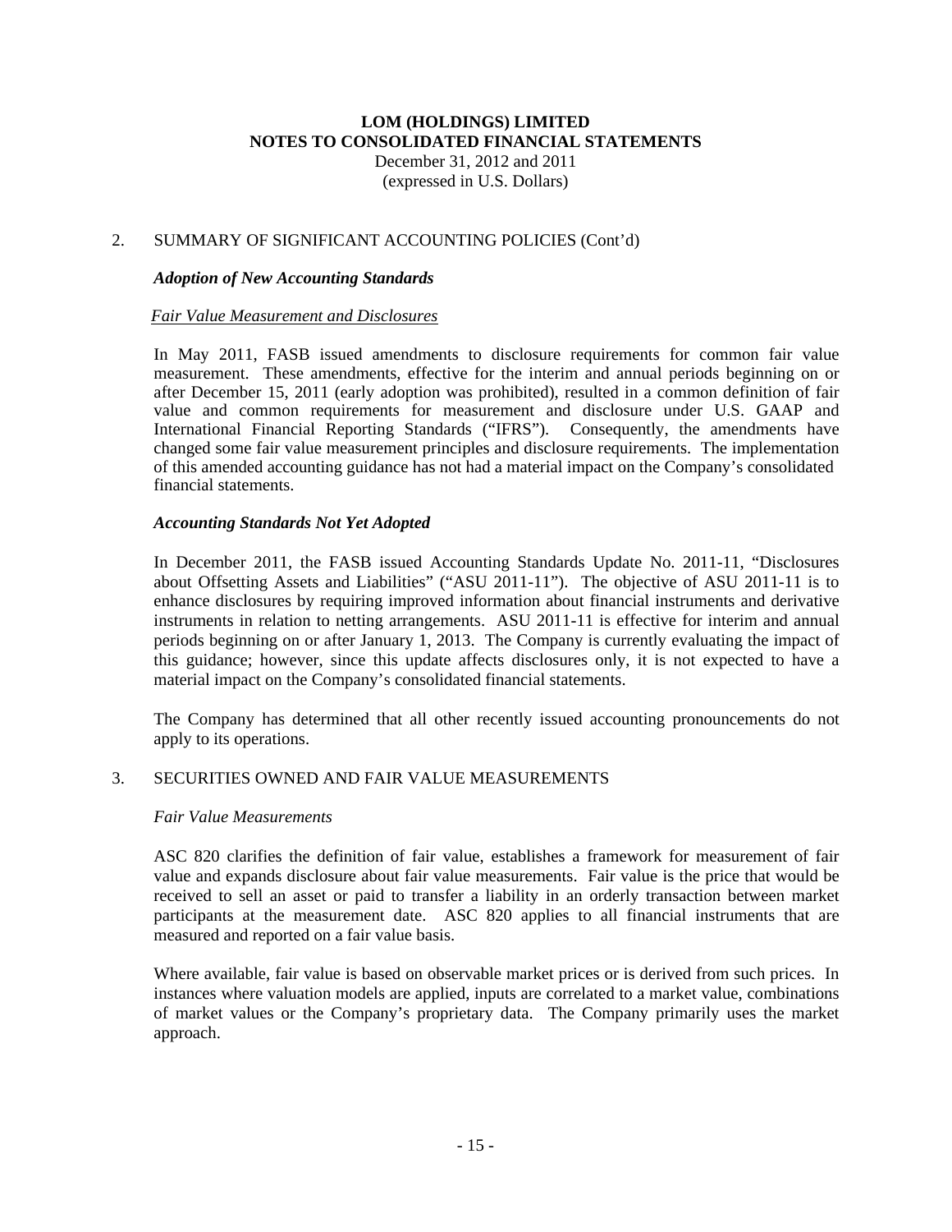## 2. SUMMARY OF SIGNIFICANT ACCOUNTING POLICIES (Cont'd)

### *Adoption of New Accounting Standards*

<u>*Fair Value Measurement and Disclosures*</u>

In May 2011, FASB issued amendments to disclosure requirements for common fair value measurement. These amendments, effective for the interim and annual periods beginning on or after December 15, 2011 (early adoption was prohibited), resulted in a common definition of fair value and common requirements for measurement and disclosure under U.S. GAAP and International Financial Reporting Standards ("IFRS"). Consequently, the amendments have changed some fair value measurement principles and disclosure requirements. The implementation of this amended accounting guidance has not had a material impact on the Company's consolidated financial statements.

### *Accounting Standards Not Yet Adopted*

In December 2011, the FASB issued Accounting Standards Update No. 2011-11, "Disclosures about Offsetting Assets and Liabilities" ("ASU 2011-11"). The objective of ASU 2011-11 is to enhance disclosures by requiring improved information about financial instruments and derivative instruments in relation to netting arrangements. ASU 2011-11 is effective for interim and annual periods beginning on or after January 1, 2013. The Company is currently evaluating the impact of this guidance; however, since this update affects disclosures only, it is not expected to have a material impact on the Company's consolidated financial statements.

The Company has determined that all other recently issued accounting pronouncements do not apply to its operations.

## 3. SECURITIES OWNED AND FAIR VALUE MEASUREMENTS

*Fair Value Measurements*

ASC 820 clarifies the definition of fair value, establishes a framework for measurement of fair value and expands disclosure about fair value measurements. Fair value is the price that would be received to sell an asset or paid to transfer a liability in an orderly transaction between market participants at the measurement date. ASC 820 applies to all financial instruments that are measured and reported on a fair value basis.

Where available, fair value is based on observable market prices or is derived from such prices. In instances where valuation models are applied, inputs are correlated to a market value, combinations of market values or the Company's proprietary data. The Company primarily uses the market approach.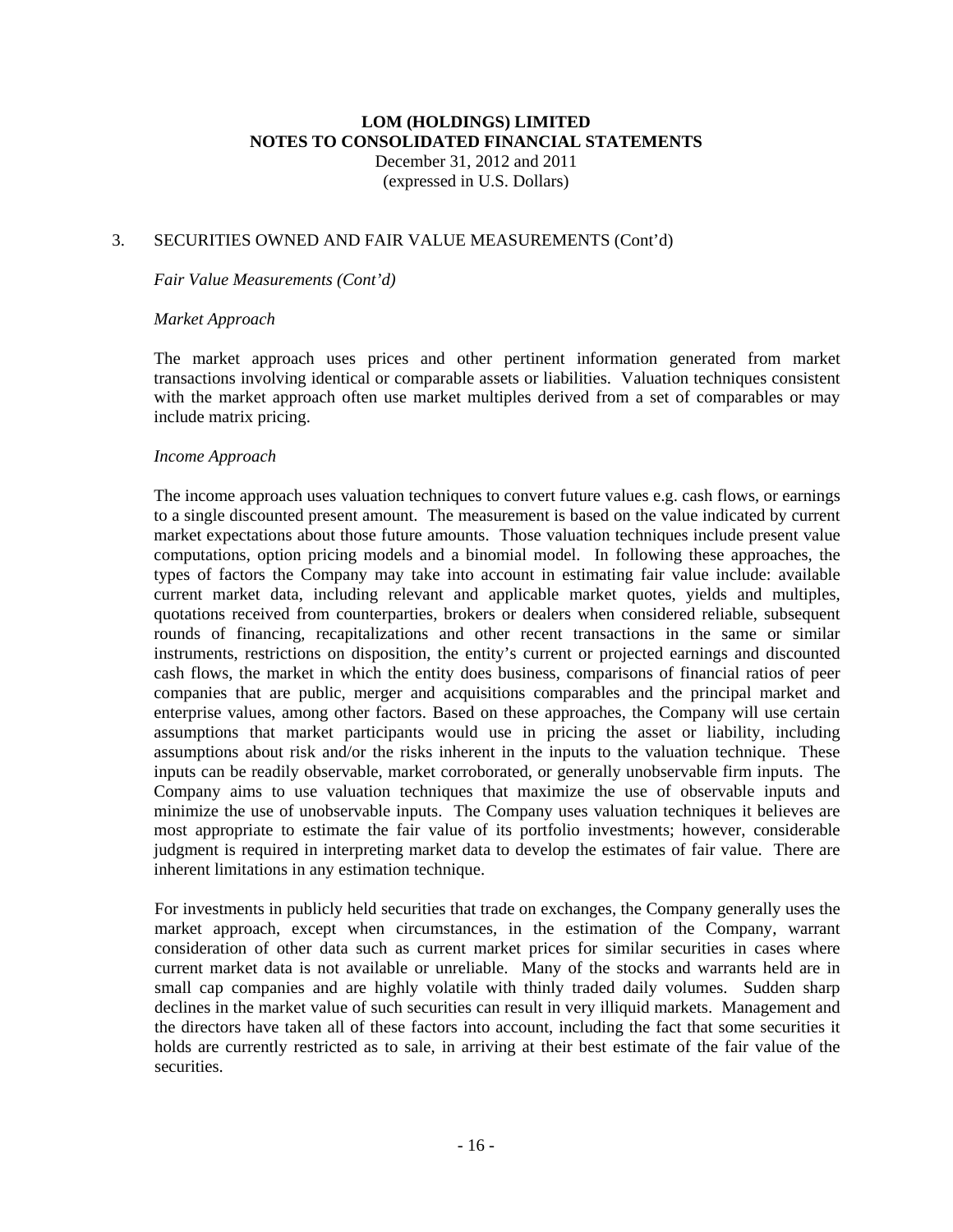## 3. SECURITIES OWNED AND FAIR VALUE MEASUREMENTS (Cont'd)

*Fair Value Measurements (Cont'd)*

*Market Approach*

The market approach uses prices and other pertinent information generated from market transactions involving identical or comparable assets or liabilities. Valuation techniques consistent with the market approach often use market multiples derived from a set of comparables or may include matrix pricing.

*Income Approach*

The income approach uses valuation techniques to convert future values e.g. cash flows, or earnings to a single discounted present amount. The measurement is based on the value indicated by current market expectations about those future amounts. Those valuation techniques include present value computations, option pricing models and a binomial model. In following these approaches, the types of factors the Company may take into account in estimating fair value include: available current market data, including relevant and applicable market quotes, yields and multiples, quotations received from counterparties, brokers or dealers when considered reliable, subsequent rounds of financing, recapitalizations and other recent transactions in the same or similar instruments, restrictions on disposition, the entity's current or projected earnings and discounted cash flows, the market in which the entity does business, comparisons of financial ratios of peer companies that are public, merger and acquisitions comparables and the principal market and enterprise values, among other factors. Based on these approaches, the Company will use certain assumptions that market participants would use in pricing the asset or liability, including assumptions about risk and/or the risks inherent in the inputs to the valuation technique. These inputs can be readily observable, market corroborated, or generally unobservable firm inputs. The Company aims to use valuation techniques that maximize the use of observable inputs and minimize the use of unobservable inputs. The Company uses valuation techniques it believes are most appropriate to estimate the fair value of its portfolio investments; however, considerable judgment is required in interpreting market data to develop the estimates of fair value. There are inherent limitations in any estimation technique.

For investments in publicly held securities that trade on exchanges, the Company generally uses the market approach, except when circumstances, in the estimation of the Company, warrant consideration of other data such as current market prices for similar securities in cases where current market data is not available or unreliable. Many of the stocks and warrants held are in small cap companies and are highly volatile with thinly traded daily volumes. Sudden sharp declines in the market value of such securities can result in very illiquid markets. Management and the directors have taken all of these factors into account, including the fact that some securities it holds are currently restricted as to sale, in arriving at their best estimate of the fair value of the securities.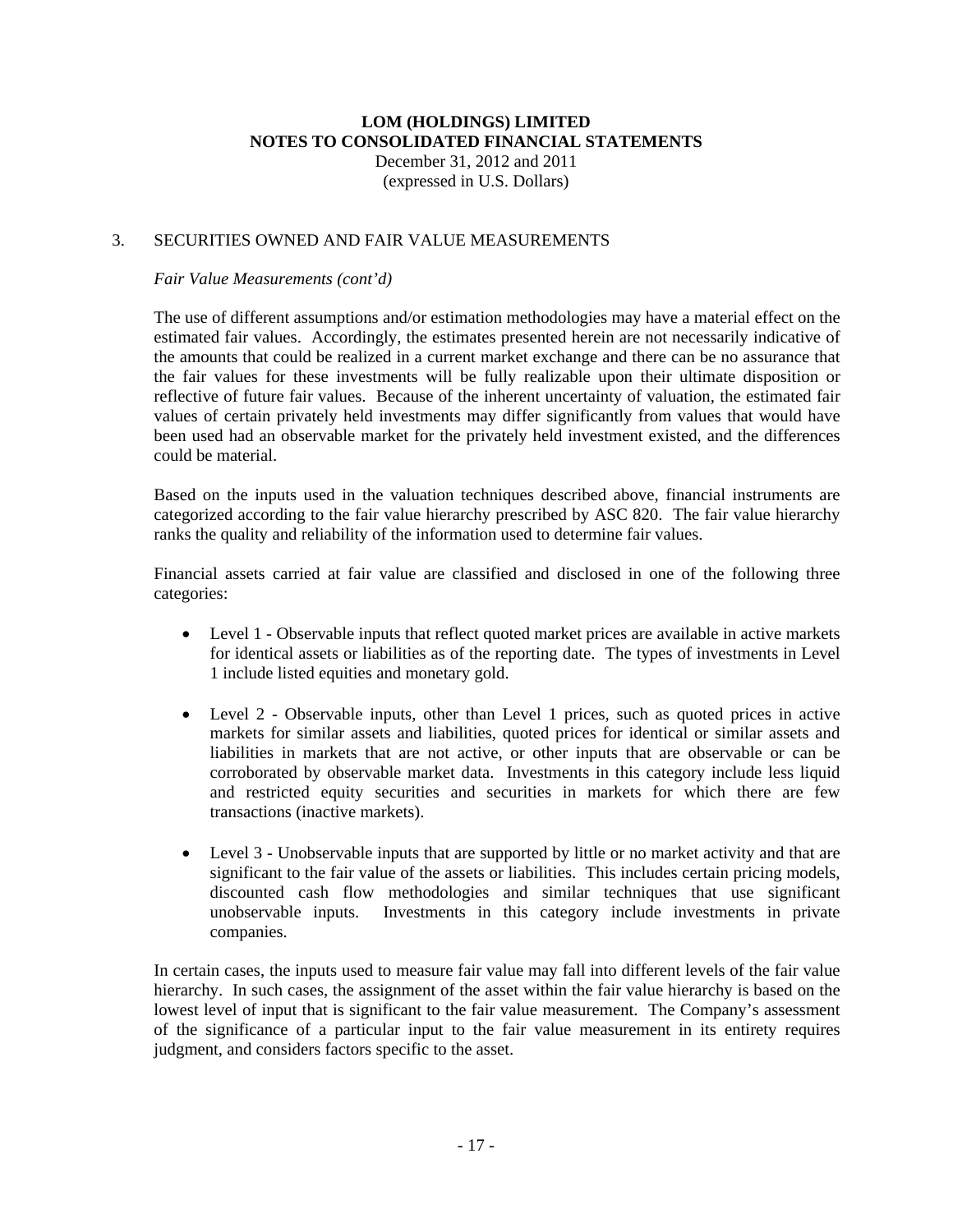# LOM (HOLDINGS) LIMITED
## NOTES TO CONSOLIDATED FINANCIAL STATEMENTS
December 31, 2012 and 2011
(expressed in U.S. Dollars)

3. SECURITIES OWNED AND FAIR VALUE MEASUREMENTS

*Fair Value Measurements (cont'd)*

The use of different assumptions and/or estimation methodologies may have a material effect on the estimated fair values. Accordingly, the estimates presented herein are not necessarily indicative of the amounts that could be realized in a current market exchange and there can be no assurance that the fair values for these investments will be fully realizable upon their ultimate disposition or reflective of future fair values. Because of the inherent uncertainty of valuation, the estimated fair values of certain privately held investments may differ significantly from values that would have been used had an observable market for the privately held investment existed, and the differences could be material.

Based on the inputs used in the valuation techniques described above, financial instruments are categorized according to the fair value hierarchy prescribed by ASC 820. The fair value hierarchy ranks the quality and reliability of the information used to determine fair values.

Financial assets carried at fair value are classified and disclosed in one of the following three categories:

- Level 1 - Observable inputs that reflect quoted market prices are available in active markets for identical assets or liabilities as of the reporting date. The types of investments in Level 1 include listed equities and monetary gold.

- Level 2 - Observable inputs, other than Level 1 prices, such as quoted prices in active markets for similar assets and liabilities, quoted prices for identical or similar assets and liabilities in markets that are not active, or other inputs that are observable or can be corroborated by observable market data. Investments in this category include less liquid and restricted equity securities and securities in markets for which there are few transactions (inactive markets).

- Level 3 - Unobservable inputs that are supported by little or no market activity and that are significant to the fair value of the assets or liabilities. This includes certain pricing models, discounted cash flow methodologies and similar techniques that use significant unobservable inputs. Investments in this category include investments in private companies.

In certain cases, the inputs used to measure fair value may fall into different levels of the fair value hierarchy. In such cases, the assignment of the asset within the fair value hierarchy is based on the lowest level of input that is significant to the fair value measurement. The Company's assessment of the significance of a particular input to the fair value measurement in its entirety requires judgment, and considers factors specific to the asset.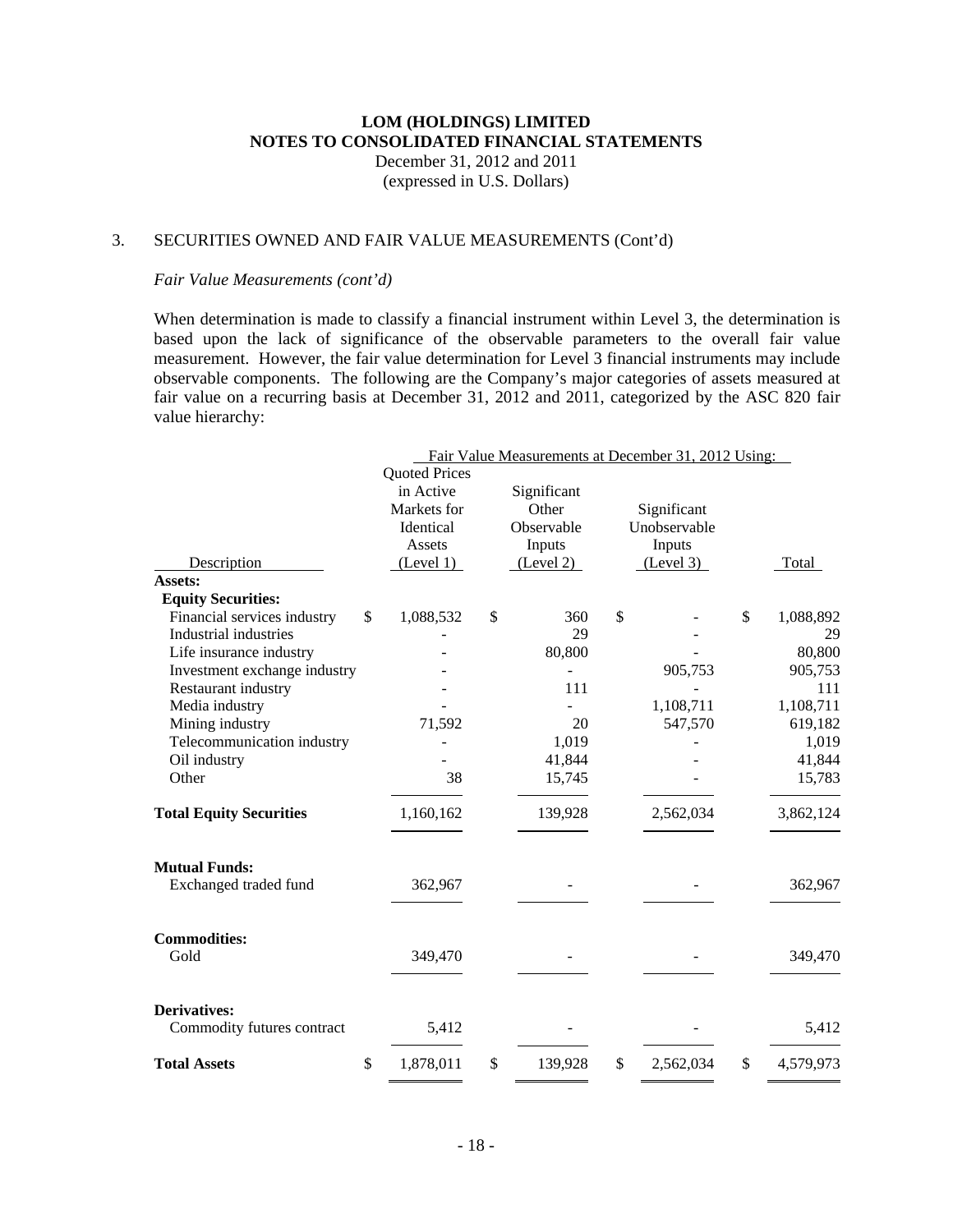**LOM (HOLDINGS) LIMITED**
**NOTES TO CONSOLIDATED FINANCIAL STATEMENTS**
December 31, 2012 and 2011
(expressed in U.S. Dollars)

3. SECURITIES OWNED AND FAIR VALUE MEASUREMENTS (Cont'd)

*Fair Value Measurements (cont'd)*

When determination is made to classify a financial instrument within Level 3, the determination is based upon the lack of significance of the observable parameters to the overall fair value measurement. However, the fair value determination for Level 3 financial instruments may include observable components. The following are the Company's major categories of assets measured at fair value on a recurring basis at December 31, 2012 and 2011, categorized by the ASC 820 fair value hierarchy:

| | Fair Value Measurements at December 31, 2012 Using: | | | |
|---|---|---|---|---|
| Description | Quoted Prices in Active Markets for Identical Assets (Level 1) | Significant Other Observable Inputs (Level 2) | Significant Unobservable Inputs (Level 3) | Total |
| **Assets:** | | | | |
| **Equity Securities:** | | | | |
| Financial services industry | $ 1,088,532 | $ 360 | $ - | $ 1,088,892 |
| Industrial industries | - | 29 | - | 29 |
| Life insurance industry | - | 80,800 | - | 80,800 |
| Investment exchange industry | - | - | 905,753 | 905,753 |
| Restaurant industry | - | 111 | - | 111 |
| Media industry | - | - | 1,108,711 | 1,108,711 |
| Mining industry | 71,592 | 20 | 547,570 | 619,182 |
| Telecommunication industry | - | 1,019 | - | 1,019 |
| Oil industry | - | 41,844 | - | 41,844 |
| Other | 38 | 15,745 | - | 15,783 |
| **Total Equity Securities** | 1,160,162 | 139,928 | 2,562,034 | 3,862,124 |
| **Mutual Funds:** | | | | |
| Exchanged traded fund | 362,967 | - | - | 362,967 |
| **Commodities:** | | | | |
| Gold | 349,470 | - | - | 349,470 |
| **Derivatives:** | | | | |
| Commodity futures contract | 5,412 | - | - | 5,412 |
| **Total Assets** | $ 1,878,011 | $ 139,928 | $ 2,562,034 | $ 4,579,973 |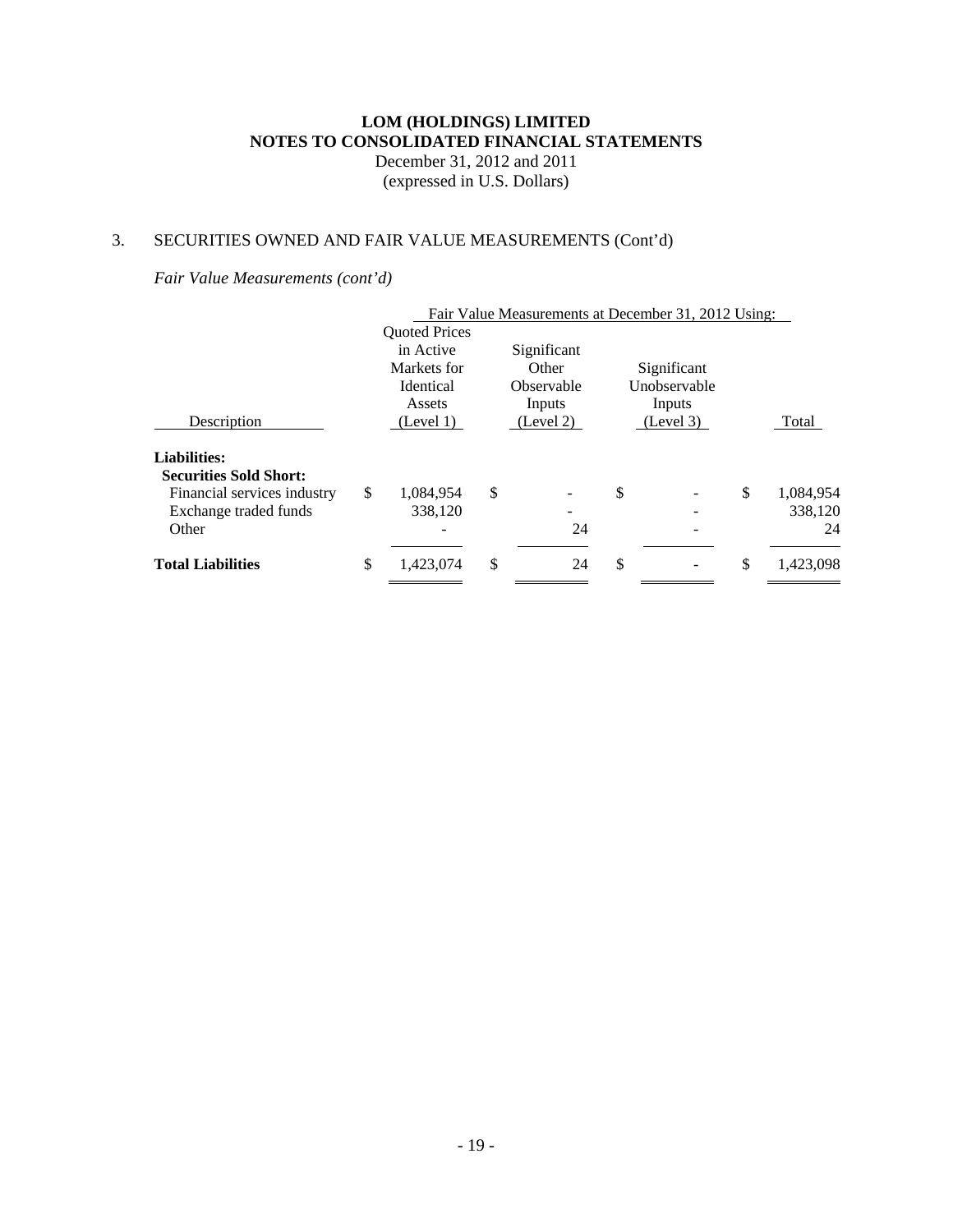# LOM (HOLDINGS) LIMITED
## NOTES TO CONSOLIDATED FINANCIAL STATEMENTS
December 31, 2012 and 2011
(expressed in U.S. Dollars)

3. SECURITIES OWNED AND FAIR VALUE MEASUREMENTS (Cont'd)

*Fair Value Measurements (cont'd)*

| | Fair Value Measurements at December 31, 2012 Using: | | | |
|---|---|---|---|---|
| Description | Quoted Prices in Active Markets for Identical Assets (Level 1) | Significant Other Observable Inputs (Level 2) | Significant Unobservable Inputs (Level 3) | Total |
| **Liabilities:** | | | | |
| **Securities Sold Short:** | | | | |
| Financial services industry | $ 1,084,954 | $ - | $ - | $ 1,084,954 |
| Exchange traded funds | 338,120 | - | - | 338,120 |
| Other | - | 24 | - | 24 |
| **Total Liabilities** | $ 1,423,074 | $ 24 | $ - | $ 1,423,098 |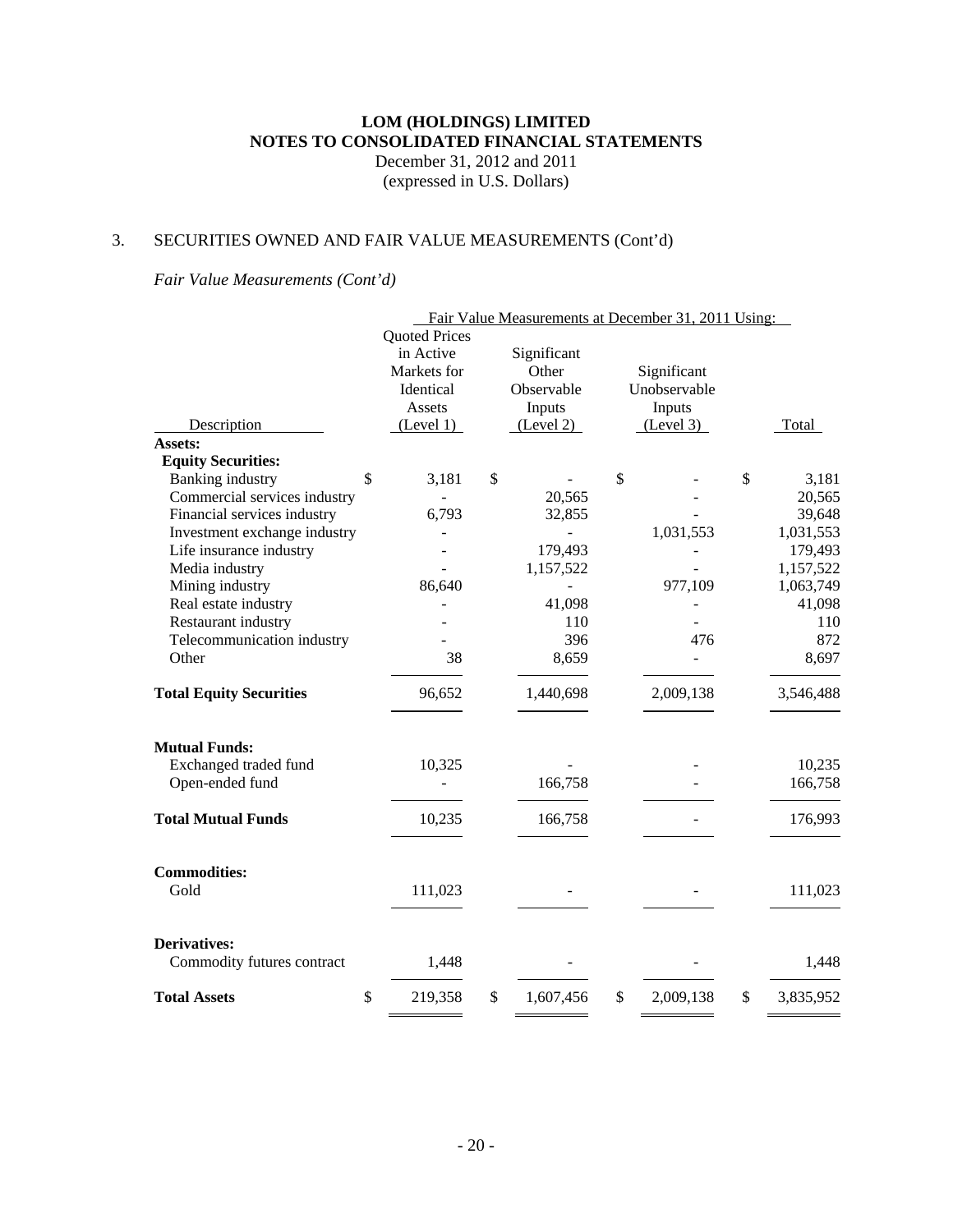# LOM (HOLDINGS) LIMITED
# NOTES TO CONSOLIDATED FINANCIAL STATEMENTS

December 31, 2012 and 2011
(expressed in U.S. Dollars)

## 3. SECURITIES OWNED AND FAIR VALUE MEASUREMENTS (Cont'd)

*Fair Value Measurements (Cont'd)*

| | Fair Value Measurements at December 31, 2011 Using: | | | |
|---|---|---|---|---|
| Description | Quoted Prices in Active Markets for Identical Assets (Level 1) | Significant Other Observable Inputs (Level 2) | Significant Unobservable Inputs (Level 3) | Total |
| **Assets:** | | | | |
| **Equity Securities:** | | | | |
| Banking industry | $ 3,181 | $ - | $ - | $ 3,181 |
| Commercial services industry | - | 20,565 | - | 20,565 |
| Financial services industry | 6,793 | 32,855 | - | 39,648 |
| Investment exchange industry | - | - | 1,031,553 | 1,031,553 |
| Life insurance industry | - | 179,493 | - | 179,493 |
| Media industry | - | 1,157,522 | - | 1,157,522 |
| Mining industry | 86,640 | - | 977,109 | 1,063,749 |
| Real estate industry | - | 41,098 | - | 41,098 |
| Restaurant industry | - | 110 | - | 110 |
| Telecommunication industry | - | 396 | 476 | 872 |
| Other | 38 | 8,659 | - | 8,697 |
| **Total Equity Securities** | 96,652 | 1,440,698 | 2,009,138 | 3,546,488 |
| **Mutual Funds:** | | | | |
| Exchanged traded fund | 10,325 | - | - | 10,235 |
| Open-ended fund | - | 166,758 | - | 166,758 |
| **Total Mutual Funds** | 10,235 | 166,758 | - | 176,993 |
| **Commodities:** | | | | |
| Gold | 111,023 | - | - | 111,023 |
| **Derivatives:** | | | | |
| Commodity futures contract | 1,448 | - | - | 1,448 |
| **Total Assets** | $ 219,358 | $ 1,607,456 | $ 2,009,138 | $ 3,835,952 |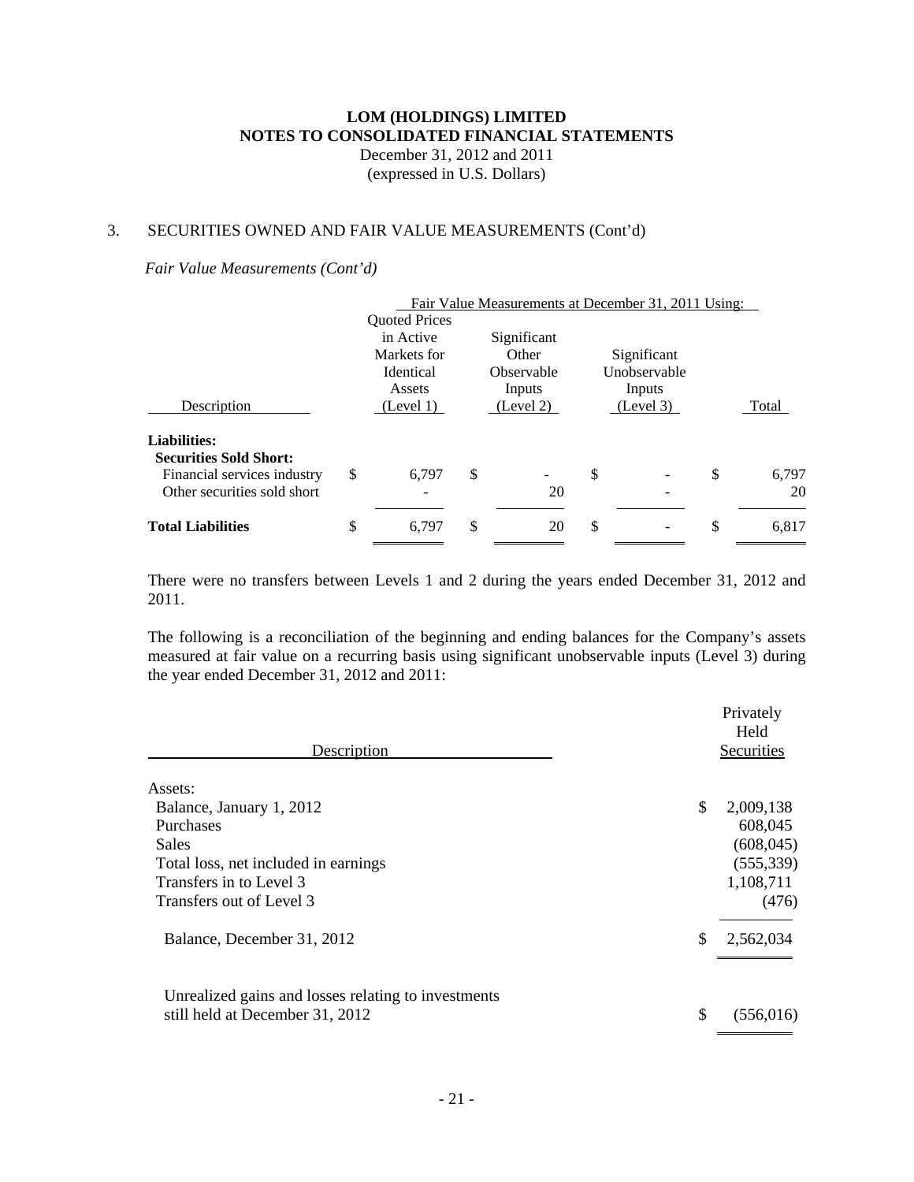# LOM (HOLDINGS) LIMITED
## NOTES TO CONSOLIDATED FINANCIAL STATEMENTS
December 31, 2012 and 2011
(expressed in U.S. Dollars)

### 3. SECURITIES OWNED AND FAIR VALUE MEASUREMENTS (Cont'd)

*Fair Value Measurements (Cont'd)*

| Description | Fair Value Measurements at December 31, 2011 Using: Quoted Prices in Active Markets for Identical Assets (Level 1) | Significant Other Observable Inputs (Level 2) | Significant Unobservable Inputs (Level 3) | Total |
|---|---|---|---|---|
| **Liabilities:** | | | | |
| **Securities Sold Short:** | | | | |
| Financial services industry | $ 6,797 | $ - | $ - | $ 6,797 |
| Other securities sold short | - | 20 | - | 20 |
| **Total Liabilities** | $ 6,797 | $ 20 | $ - | $ 6,817 |

There were no transfers between Levels 1 and 2 during the years ended December 31, 2012 and 2011.

The following is a reconciliation of the beginning and ending balances for the Company's assets measured at fair value on a recurring basis using significant unobservable inputs (Level 3) during the year ended December 31, 2012 and 2011:

| Description | Privately Held Securities |
|---|---|
| Assets: | |
| Balance, January 1, 2012 | $ 2,009,138 |
| Purchases | 608,045 |
| Sales | (608,045) |
| Total loss, net included in earnings | (555,339) |
| Transfers in to Level 3 | 1,108,711 |
| Transfers out of Level 3 | (476) |
| Balance, December 31, 2012 | $ 2,562,034 |
| Unrealized gains and losses relating to investments still held at December 31, 2012 | $ (556,016) |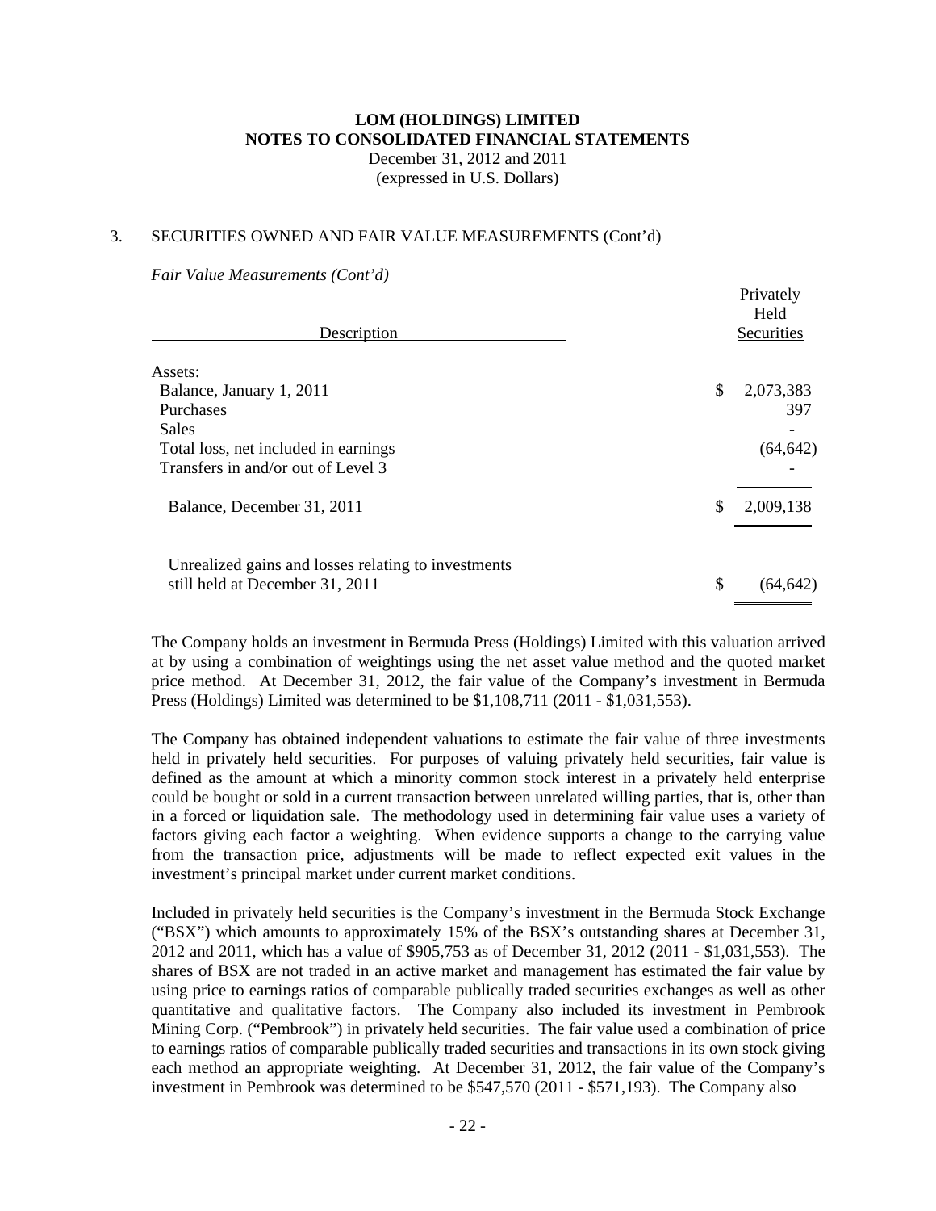# LOM (HOLDINGS) LIMITED
# NOTES TO CONSOLIDATED FINANCIAL STATEMENTS

December 31, 2012 and 2011
(expressed in U.S. Dollars)

## 3. SECURITIES OWNED AND FAIR VALUE MEASUREMENTS (Cont'd)

*Fair Value Measurements (Cont'd)*

| Description | Privately Held Securities |
|---|---|
| Assets: | |
| Balance, January 1, 2011 | $ 2,073,383 |
| Purchases | 397 |
| Sales | - |
| Total loss, net included in earnings | (64,642) |
| Transfers in and/or out of Level 3 | - |
| Balance, December 31, 2011 | $ 2,009,138 |
| Unrealized gains and losses relating to investments still held at December 31, 2011 | $ (64,642) |

The Company holds an investment in Bermuda Press (Holdings) Limited with this valuation arrived at by using a combination of weightings using the net asset value method and the quoted market price method. At December 31, 2012, the fair value of the Company's investment in Bermuda Press (Holdings) Limited was determined to be $1,108,711 (2011 - $1,031,553).

The Company has obtained independent valuations to estimate the fair value of three investments held in privately held securities. For purposes of valuing privately held securities, fair value is defined as the amount at which a minority common stock interest in a privately held enterprise could be bought or sold in a current transaction between unrelated willing parties, that is, other than in a forced or liquidation sale. The methodology used in determining fair value uses a variety of factors giving each factor a weighting. When evidence supports a change to the carrying value from the transaction price, adjustments will be made to reflect expected exit values in the investment's principal market under current market conditions.

Included in privately held securities is the Company's investment in the Bermuda Stock Exchange ("BSX") which amounts to approximately 15% of the BSX's outstanding shares at December 31, 2012 and 2011, which has a value of $905,753 as of December 31, 2012 (2011 - $1,031,553). The shares of BSX are not traded in an active market and management has estimated the fair value by using price to earnings ratios of comparable publically traded securities exchanges as well as other quantitative and qualitative factors. The Company also included its investment in Pembrook Mining Corp. ("Pembrook") in privately held securities. The fair value used a combination of price to earnings ratios of comparable publically traded securities and transactions in its own stock giving each method an appropriate weighting. At December 31, 2012, the fair value of the Company's investment in Pembrook was determined to be $547,570 (2011 - $571,193). The Company also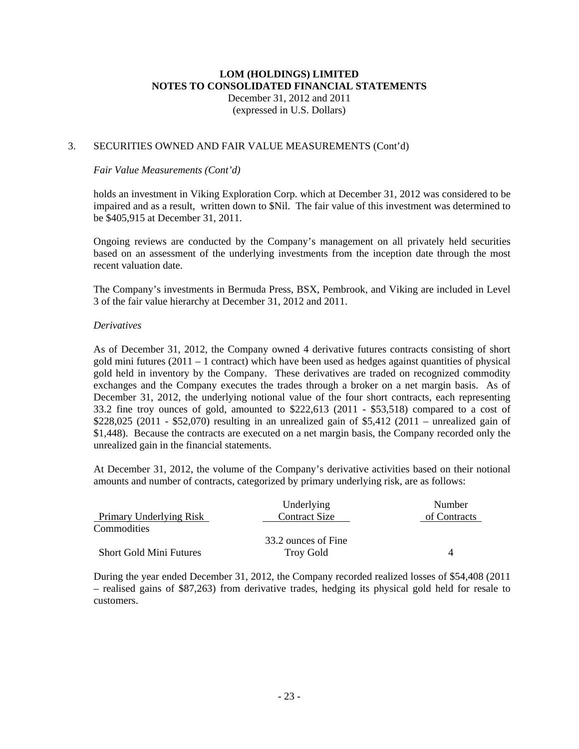**LOM (HOLDINGS) LIMITED**
**NOTES TO CONSOLIDATED FINANCIAL STATEMENTS**
December 31, 2012 and 2011
(expressed in U.S. Dollars)

3. SECURITIES OWNED AND FAIR VALUE MEASUREMENTS (Cont'd)

*Fair Value Measurements (Cont'd)*

holds an investment in Viking Exploration Corp. which at December 31, 2012 was considered to be impaired and as a result, written down to $Nil. The fair value of this investment was determined to be $405,915 at December 31, 2011.

Ongoing reviews are conducted by the Company's management on all privately held securities based on an assessment of the underlying investments from the inception date through the most recent valuation date.

The Company's investments in Bermuda Press, BSX, Pembrook, and Viking are included in Level 3 of the fair value hierarchy at December 31, 2012 and 2011.

*Derivatives*

As of December 31, 2012, the Company owned 4 derivative futures contracts consisting of short gold mini futures (2011 – 1 contract) which have been used as hedges against quantities of physical gold held in inventory by the Company. These derivatives are traded on recognized commodity exchanges and the Company executes the trades through a broker on a net margin basis. As of December 31, 2012, the underlying notional value of the four short contracts, each representing 33.2 fine troy ounces of gold, amounted to $222,613 (2011 - $53,518) compared to a cost of $228,025 (2011 - $52,070) resulting in an unrealized gain of $5,412 (2011 – unrealized gain of $1,448). Because the contracts are executed on a net margin basis, the Company recorded only the unrealized gain in the financial statements.

At December 31, 2012, the volume of the Company's derivative activities based on their notional amounts and number of contracts, categorized by primary underlying risk, are as follows:

| Primary Underlying Risk | Underlying Contract Size | Number of Contracts |
|---|---|---|
| Commodities | | |
| Short Gold Mini Futures | 33.2 ounces of Fine Troy Gold | 4 |

During the year ended December 31, 2012, the Company recorded realized losses of $54,408 (2011 – realised gains of $87,263) from derivative trades, hedging its physical gold held for resale to customers.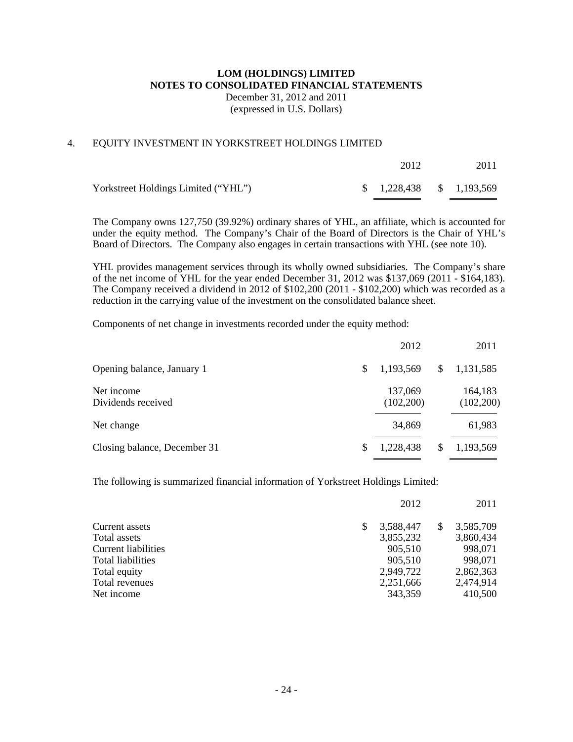**LOM (HOLDINGS) LIMITED**
**NOTES TO CONSOLIDATED FINANCIAL STATEMENTS**
December 31, 2012 and 2011
(expressed in U.S. Dollars)

## 4. EQUITY INVESTMENT IN YORKSTREET HOLDINGS LIMITED

| | 2012 | 2011 |
|---|---|---|
| Yorkstreet Holdings Limited ("YHL") | $ 1,228,438 | $ 1,193,569 |

The Company owns 127,750 (39.92%) ordinary shares of YHL, an affiliate, which is accounted for under the equity method. The Company's Chair of the Board of Directors is the Chair of YHL's Board of Directors. The Company also engages in certain transactions with YHL (see note 10).

YHL provides management services through its wholly owned subsidiaries. The Company's share of the net income of YHL for the year ended December 31, 2012 was $137,069 (2011 - $164,183). The Company received a dividend in 2012 of $102,200 (2011 - $102,200) which was recorded as a reduction in the carrying value of the investment on the consolidated balance sheet.

Components of net change in investments recorded under the equity method:

| | 2012 | 2011 |
|---|---|---|
| Opening balance, January 1 | $ 1,193,569 | $ 1,131,585 |
| Net income | 137,069 | 164,183 |
| Dividends received | (102,200) | (102,200) |
| Net change | 34,869 | 61,983 |
| Closing balance, December 31 | $ 1,228,438 | $ 1,193,569 |

The following is summarized financial information of Yorkstreet Holdings Limited:

| | 2012 | 2011 |
|---|---|---|
| Current assets | $ 3,588,447 | $ 3,585,709 |
| Total assets | 3,855,232 | 3,860,434 |
| Current liabilities | 905,510 | 998,071 |
| Total liabilities | 905,510 | 998,071 |
| Total equity | 2,949,722 | 2,862,363 |
| Total revenues | 2,251,666 | 2,474,914 |
| Net income | 343,359 | 410,500 |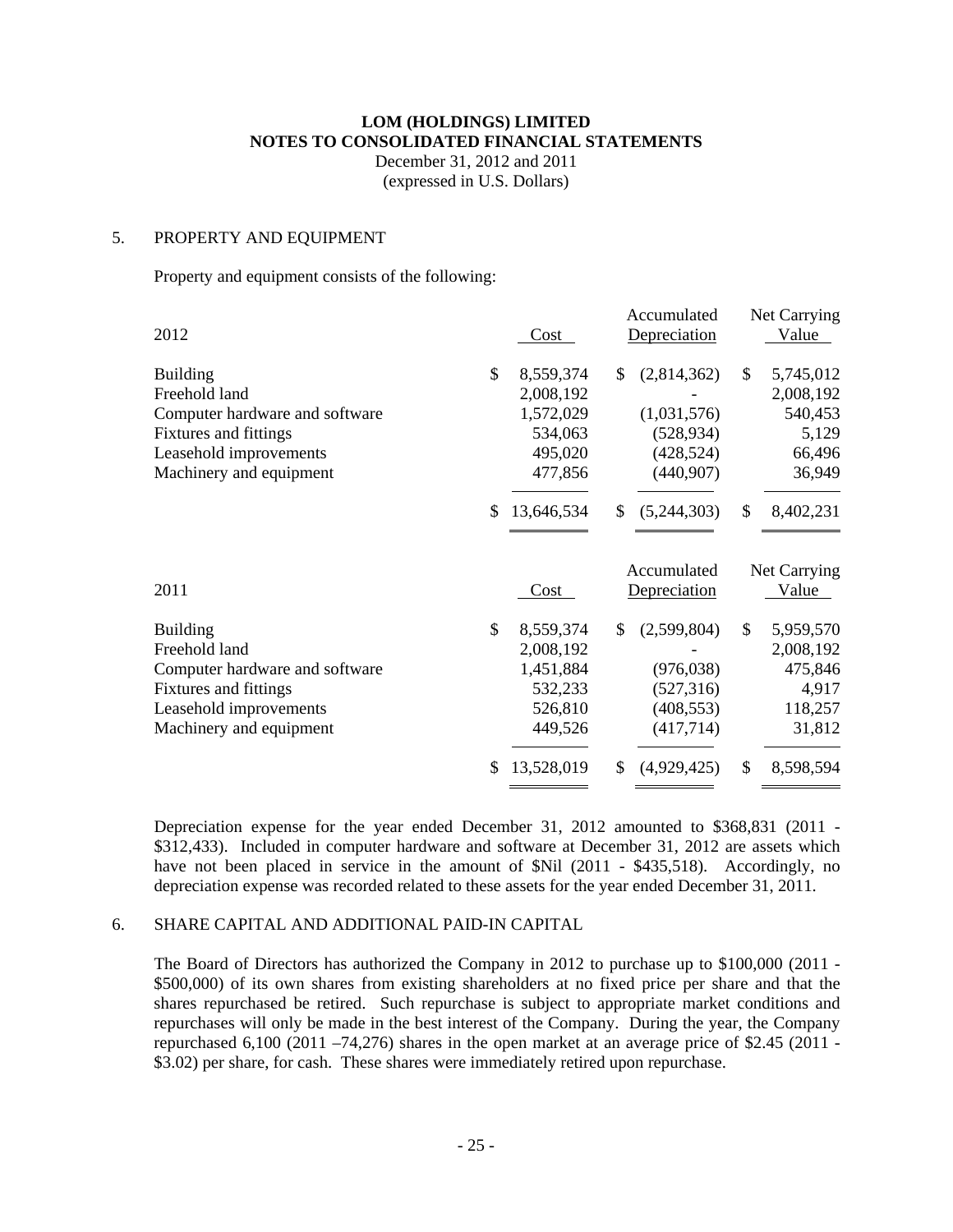**LOM (HOLDINGS) LIMITED**
**NOTES TO CONSOLIDATED FINANCIAL STATEMENTS**
December 31, 2012 and 2011
(expressed in U.S. Dollars)

## 5. PROPERTY AND EQUIPMENT

Property and equipment consists of the following:

| 2012 | Cost | Accumulated Depreciation | Net Carrying Value |
|---|---|---|---|
| Building | $ 8,559,374 | $ (2,814,362) | $ 5,745,012 |
| Freehold land | 2,008,192 | - | 2,008,192 |
| Computer hardware and software | 1,572,029 | (1,031,576) | 540,453 |
| Fixtures and fittings | 534,063 | (528,934) | 5,129 |
| Leasehold improvements | 495,020 | (428,524) | 66,496 |
| Machinery and equipment | 477,856 | (440,907) | 36,949 |
| | $ 13,646,534 | $ (5,244,303) | $ 8,402,231 |

| 2011 | Cost | Accumulated Depreciation | Net Carrying Value |
|---|---|---|---|
| Building | $ 8,559,374 | $ (2,599,804) | $ 5,959,570 |
| Freehold land | 2,008,192 | - | 2,008,192 |
| Computer hardware and software | 1,451,884 | (976,038) | 475,846 |
| Fixtures and fittings | 532,233 | (527,316) | 4,917 |
| Leasehold improvements | 526,810 | (408,553) | 118,257 |
| Machinery and equipment | 449,526 | (417,714) | 31,812 |
| | $ 13,528,019 | $ (4,929,425) | $ 8,598,594 |

Depreciation expense for the year ended December 31, 2012 amounted to $368,831 (2011 - $312,433). Included in computer hardware and software at December 31, 2012 are assets which have not been placed in service in the amount of $Nil (2011 - $435,518). Accordingly, no depreciation expense was recorded related to these assets for the year ended December 31, 2011.

## 6. SHARE CAPITAL AND ADDITIONAL PAID-IN CAPITAL

The Board of Directors has authorized the Company in 2012 to purchase up to $100,000 (2011 - $500,000) of its own shares from existing shareholders at no fixed price per share and that the shares repurchased be retired. Such repurchase is subject to appropriate market conditions and repurchases will only be made in the best interest of the Company. During the year, the Company repurchased 6,100 (2011 –74,276) shares in the open market at an average price of $2.45 (2011 - $3.02) per share, for cash. These shares were immediately retired upon repurchase.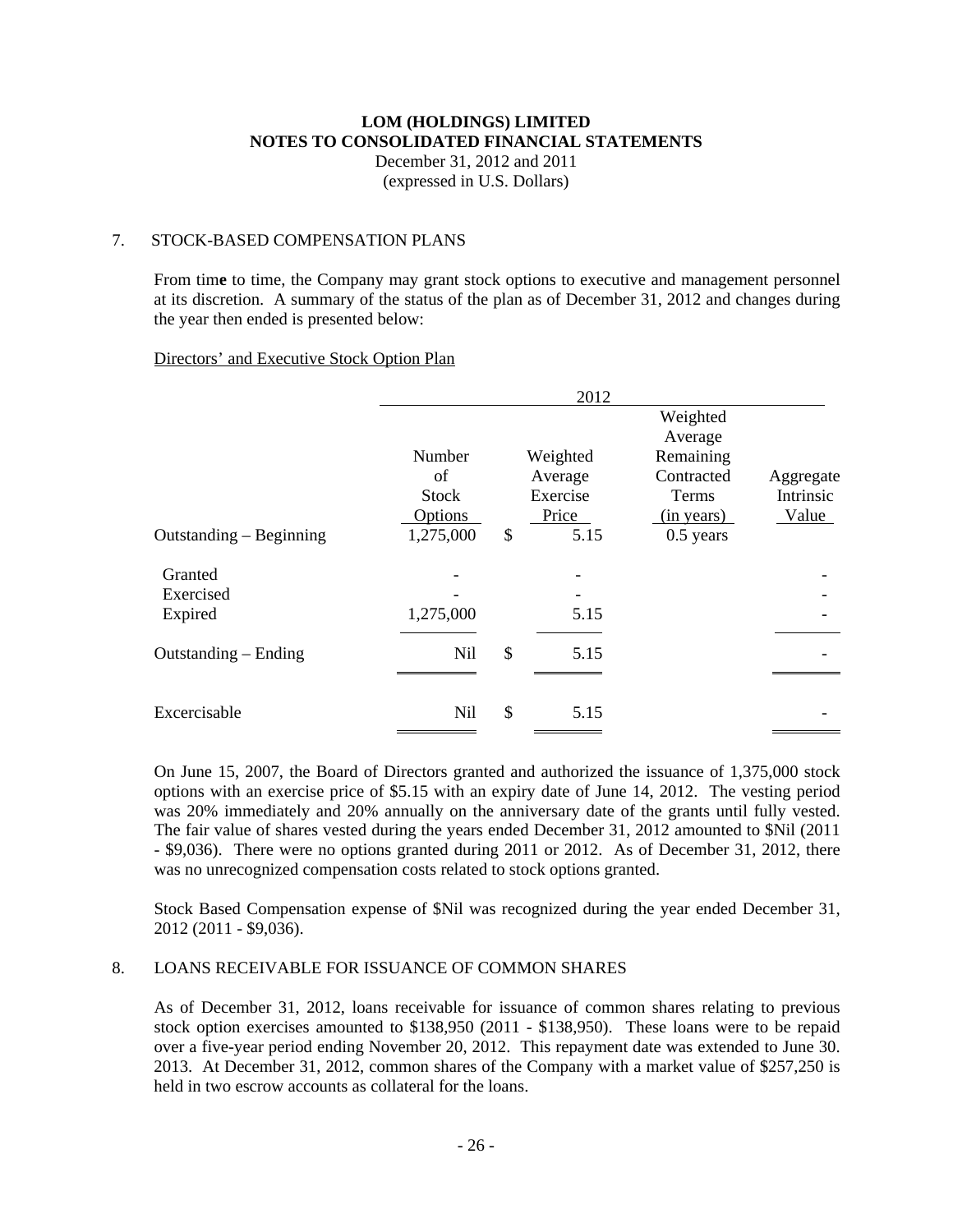**LOM (HOLDINGS) LIMITED**
**NOTES TO CONSOLIDATED FINANCIAL STATEMENTS**
December 31, 2012 and 2011
(expressed in U.S. Dollars)

7. STOCK-BASED COMPENSATION PLANS

From time to time, the Company may grant stock options to executive and management personnel at its discretion. A summary of the status of the plan as of December 31, 2012 and changes during the year then ended is presented below:

Directors' and Executive Stock Option Plan

| | 2012 | | | | |
|---|---|---|---|---|---|
| | Number of Stock Options | | Weighted Average Exercise Price | Weighted Average Remaining Contracted Terms (in years) | Aggregate Intrinsic Value |
| Outstanding – Beginning | 1,275,000 | $ | 5.15 | 0.5 years | |
| Granted | - | | - | | - |
| Exercised | - | | - | | - |
| Expired | 1,275,000 | | 5.15 | | - |
| Outstanding – Ending | Nil | $ | 5.15 | | - |
| Excercisable | Nil | $ | 5.15 | | - |

On June 15, 2007, the Board of Directors granted and authorized the issuance of 1,375,000 stock options with an exercise price of $5.15 with an expiry date of June 14, 2012. The vesting period was 20% immediately and 20% annually on the anniversary date of the grants until fully vested. The fair value of shares vested during the years ended December 31, 2012 amounted to $Nil (2011 - $9,036). There were no options granted during 2011 or 2012. As of December 31, 2012, there was no unrecognized compensation costs related to stock options granted.

Stock Based Compensation expense of $Nil was recognized during the year ended December 31, 2012 (2011 - $9,036).

8. LOANS RECEIVABLE FOR ISSUANCE OF COMMON SHARES

As of December 31, 2012, loans receivable for issuance of common shares relating to previous stock option exercises amounted to $138,950 (2011 - $138,950). These loans were to be repaid over a five-year period ending November 20, 2012. This repayment date was extended to June 30. 2013. At December 31, 2012, common shares of the Company with a market value of $257,250 is held in two escrow accounts as collateral for the loans.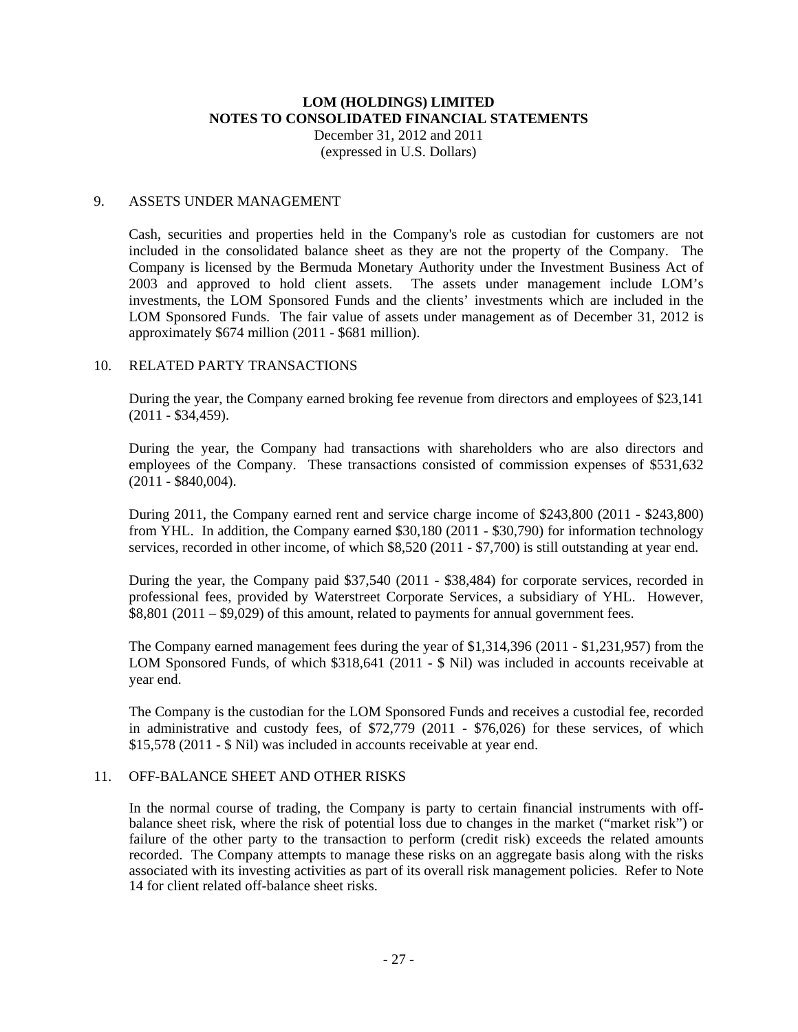# LOM (HOLDINGS) LIMITED
## NOTES TO CONSOLIDATED FINANCIAL STATEMENTS
December 31, 2012 and 2011
(expressed in U.S. Dollars)

### 9. ASSETS UNDER MANAGEMENT

Cash, securities and properties held in the Company's role as custodian for customers are not included in the consolidated balance sheet as they are not the property of the Company. The Company is licensed by the Bermuda Monetary Authority under the Investment Business Act of 2003 and approved to hold client assets. The assets under management include LOM's investments, the LOM Sponsored Funds and the clients' investments which are included in the LOM Sponsored Funds. The fair value of assets under management as of December 31, 2012 is approximately $674 million (2011 - $681 million).

### 10. RELATED PARTY TRANSACTIONS

During the year, the Company earned broking fee revenue from directors and employees of $23,141 (2011 - $34,459).

During the year, the Company had transactions with shareholders who are also directors and employees of the Company. These transactions consisted of commission expenses of $531,632 (2011 - $840,004).

During 2011, the Company earned rent and service charge income of $243,800 (2011 - $243,800) from YHL. In addition, the Company earned $30,180 (2011 - $30,790) for information technology services, recorded in other income, of which $8,520 (2011 - $7,700) is still outstanding at year end.

During the year, the Company paid $37,540 (2011 - $38,484) for corporate services, recorded in professional fees, provided by Waterstreet Corporate Services, a subsidiary of YHL. However, $8,801 (2011 – $9,029) of this amount, related to payments for annual government fees.

The Company earned management fees during the year of $1,314,396 (2011 - $1,231,957) from the LOM Sponsored Funds, of which $318,641 (2011 - $ Nil) was included in accounts receivable at year end.

The Company is the custodian for the LOM Sponsored Funds and receives a custodial fee, recorded in administrative and custody fees, of $72,779 (2011 - $76,026) for these services, of which $15,578 (2011 - $ Nil) was included in accounts receivable at year end.

### 11. OFF-BALANCE SHEET AND OTHER RISKS

In the normal course of trading, the Company is party to certain financial instruments with off-balance sheet risk, where the risk of potential loss due to changes in the market ("market risk") or failure of the other party to the transaction to perform (credit risk) exceeds the related amounts recorded. The Company attempts to manage these risks on an aggregate basis along with the risks associated with its investing activities as part of its overall risk management policies. Refer to Note 14 for client related off-balance sheet risks.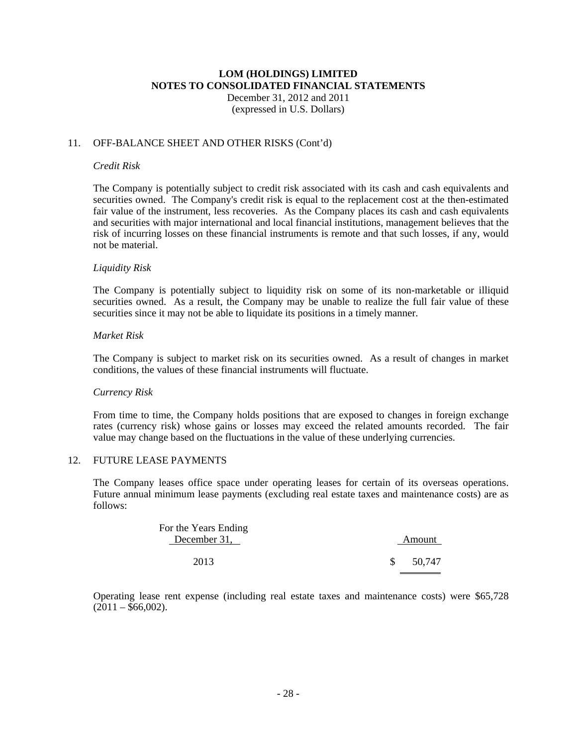# LOM (HOLDINGS) LIMITED
# NOTES TO CONSOLIDATED FINANCIAL STATEMENTS

December 31, 2012 and 2011
(expressed in U.S. Dollars)

## 11. OFF-BALANCE SHEET AND OTHER RISKS (Cont'd)

*Credit Risk*

The Company is potentially subject to credit risk associated with its cash and cash equivalents and securities owned. The Company's credit risk is equal to the replacement cost at the then-estimated fair value of the instrument, less recoveries. As the Company places its cash and cash equivalents and securities with major international and local financial institutions, management believes that the risk of incurring losses on these financial instruments is remote and that such losses, if any, would not be material.

*Liquidity Risk*

The Company is potentially subject to liquidity risk on some of its non-marketable or illiquid securities owned. As a result, the Company may be unable to realize the full fair value of these securities since it may not be able to liquidate its positions in a timely manner.

*Market Risk*

The Company is subject to market risk on its securities owned. As a result of changes in market conditions, the values of these financial instruments will fluctuate.

*Currency Risk*

From time to time, the Company holds positions that are exposed to changes in foreign exchange rates (currency risk) whose gains or losses may exceed the related amounts recorded. The fair value may change based on the fluctuations in the value of these underlying currencies.

## 12. FUTURE LEASE PAYMENTS

The Company leases office space under operating leases for certain of its overseas operations. Future annual minimum lease payments (excluding real estate taxes and maintenance costs) are as follows:

| For the Years Ending December 31, | Amount |
|---|---|
| 2013 | $ 50,747 |

Operating lease rent expense (including real estate taxes and maintenance costs) were $65,728 (2011 – $66,002).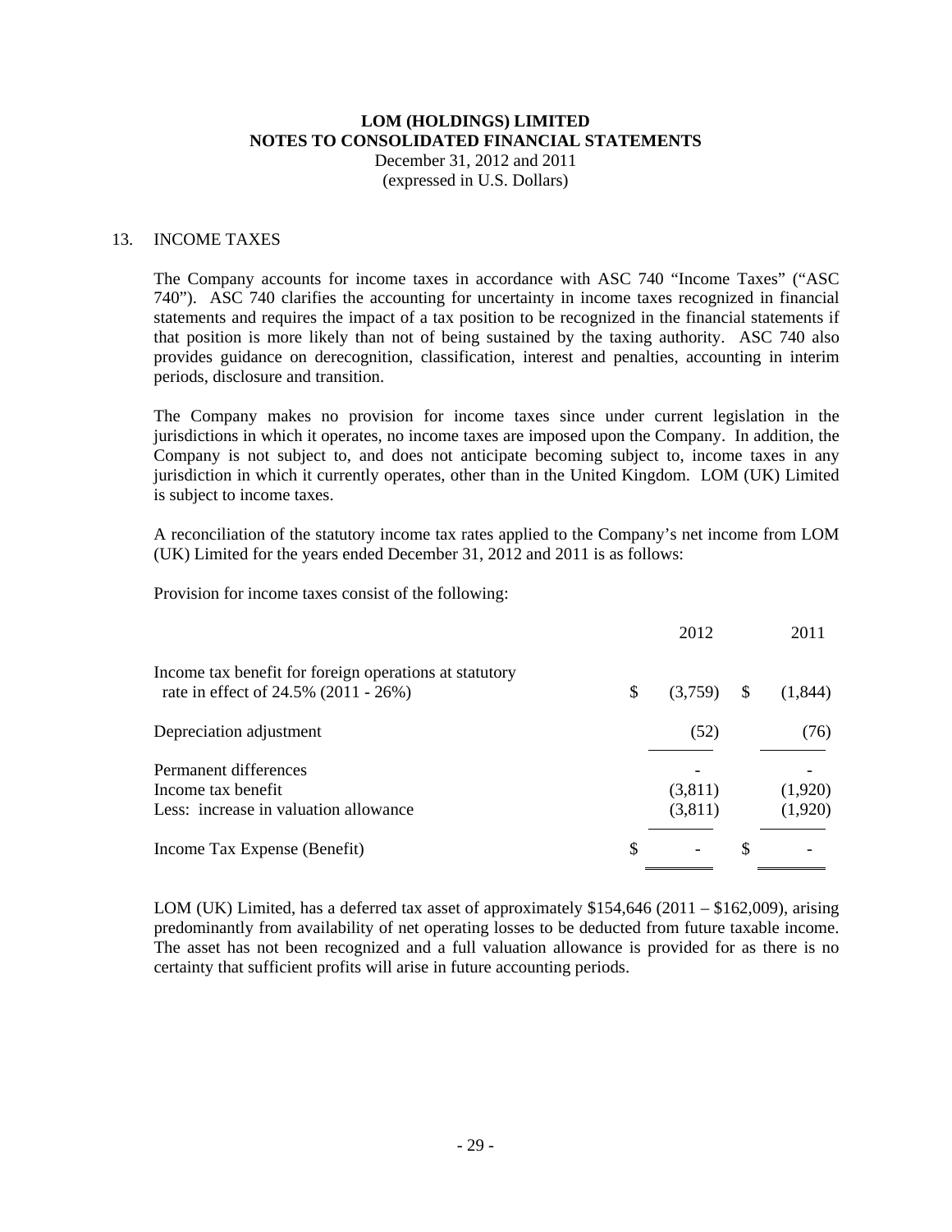**LOM (HOLDINGS) LIMITED**
**NOTES TO CONSOLIDATED FINANCIAL STATEMENTS**
December 31, 2012 and 2011
(expressed in U.S. Dollars)

## 13. INCOME TAXES

The Company accounts for income taxes in accordance with ASC 740 "Income Taxes" ("ASC 740"). ASC 740 clarifies the accounting for uncertainty in income taxes recognized in financial statements and requires the impact of a tax position to be recognized in the financial statements if that position is more likely than not of being sustained by the taxing authority. ASC 740 also provides guidance on derecognition, classification, interest and penalties, accounting in interim periods, disclosure and transition.

The Company makes no provision for income taxes since under current legislation in the jurisdictions in which it operates, no income taxes are imposed upon the Company. In addition, the Company is not subject to, and does not anticipate becoming subject to, income taxes in any jurisdiction in which it currently operates, other than in the United Kingdom. LOM (UK) Limited is subject to income taxes.

A reconciliation of the statutory income tax rates applied to the Company's net income from LOM (UK) Limited for the years ended December 31, 2012 and 2011 is as follows:

Provision for income taxes consist of the following:

| | 2012 | 2011 |
|---|---|---|
| Income tax benefit for foreign operations at statutory rate in effect of 24.5% (2011 - 26%) | $ (3,759) | $ (1,844) |
| Depreciation adjustment | (52) | (76) |
| Permanent differences | - | - |
| Income tax benefit | (3,811) | (1,920) |
| Less: increase in valuation allowance | (3,811) | (1,920) |
| Income Tax Expense (Benefit) | $ - | $ - |

LOM (UK) Limited, has a deferred tax asset of approximately $154,646 (2011 – $162,009), arising predominantly from availability of net operating losses to be deducted from future taxable income. The asset has not been recognized and a full valuation allowance is provided for as there is no certainty that sufficient profits will arise in future accounting periods.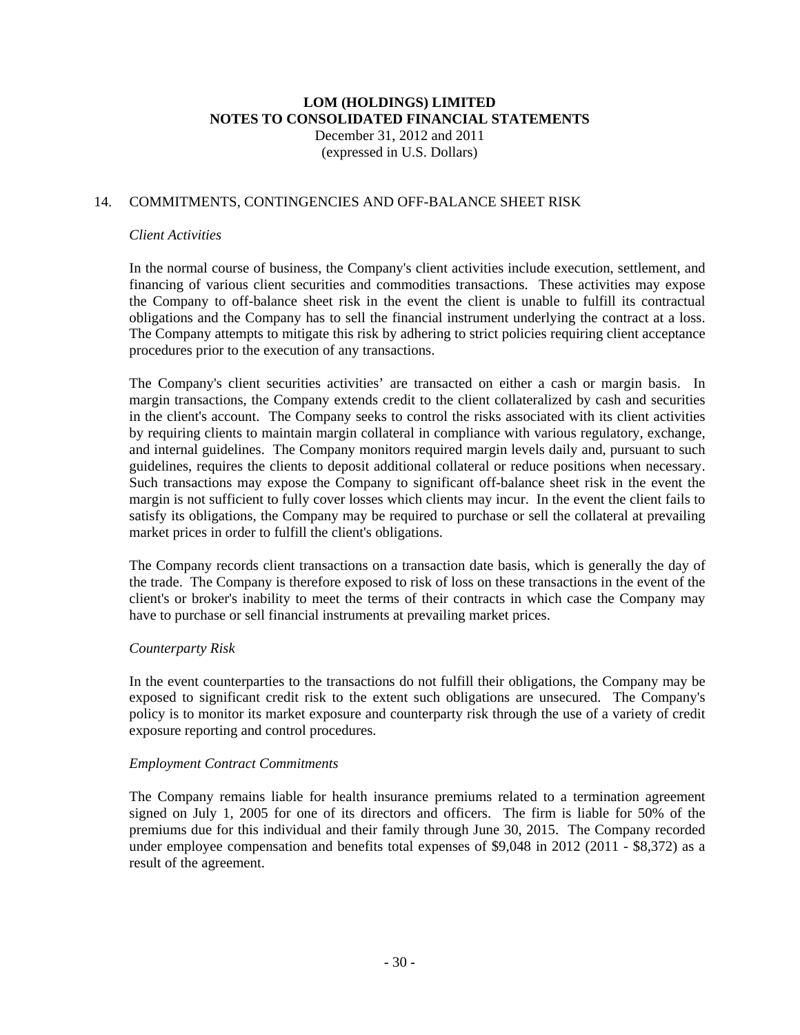# LOM (HOLDINGS) LIMITED
# NOTES TO CONSOLIDATED FINANCIAL STATEMENTS

December 31, 2012 and 2011
(expressed in U.S. Dollars)

## 14. COMMITMENTS, CONTINGENCIES AND OFF-BALANCE SHEET RISK

*Client Activities*

In the normal course of business, the Company's client activities include execution, settlement, and financing of various client securities and commodities transactions. These activities may expose the Company to off-balance sheet risk in the event the client is unable to fulfill its contractual obligations and the Company has to sell the financial instrument underlying the contract at a loss. The Company attempts to mitigate this risk by adhering to strict policies requiring client acceptance procedures prior to the execution of any transactions.

The Company's client securities activities' are transacted on either a cash or margin basis. In margin transactions, the Company extends credit to the client collateralized by cash and securities in the client's account. The Company seeks to control the risks associated with its client activities by requiring clients to maintain margin collateral in compliance with various regulatory, exchange, and internal guidelines. The Company monitors required margin levels daily and, pursuant to such guidelines, requires the clients to deposit additional collateral or reduce positions when necessary. Such transactions may expose the Company to significant off-balance sheet risk in the event the margin is not sufficient to fully cover losses which clients may incur. In the event the client fails to satisfy its obligations, the Company may be required to purchase or sell the collateral at prevailing market prices in order to fulfill the client's obligations.

The Company records client transactions on a transaction date basis, which is generally the day of the trade. The Company is therefore exposed to risk of loss on these transactions in the event of the client's or broker's inability to meet the terms of their contracts in which case the Company may have to purchase or sell financial instruments at prevailing market prices.

*Counterparty Risk*

In the event counterparties to the transactions do not fulfill their obligations, the Company may be exposed to significant credit risk to the extent such obligations are unsecured. The Company's policy is to monitor its market exposure and counterparty risk through the use of a variety of credit exposure reporting and control procedures.

*Employment Contract Commitments*

The Company remains liable for health insurance premiums related to a termination agreement signed on July 1, 2005 for one of its directors and officers. The firm is liable for 50% of the premiums due for this individual and their family through June 30, 2015. The Company recorded under employee compensation and benefits total expenses of $9,048 in 2012 (2011 - $8,372) as a result of the agreement.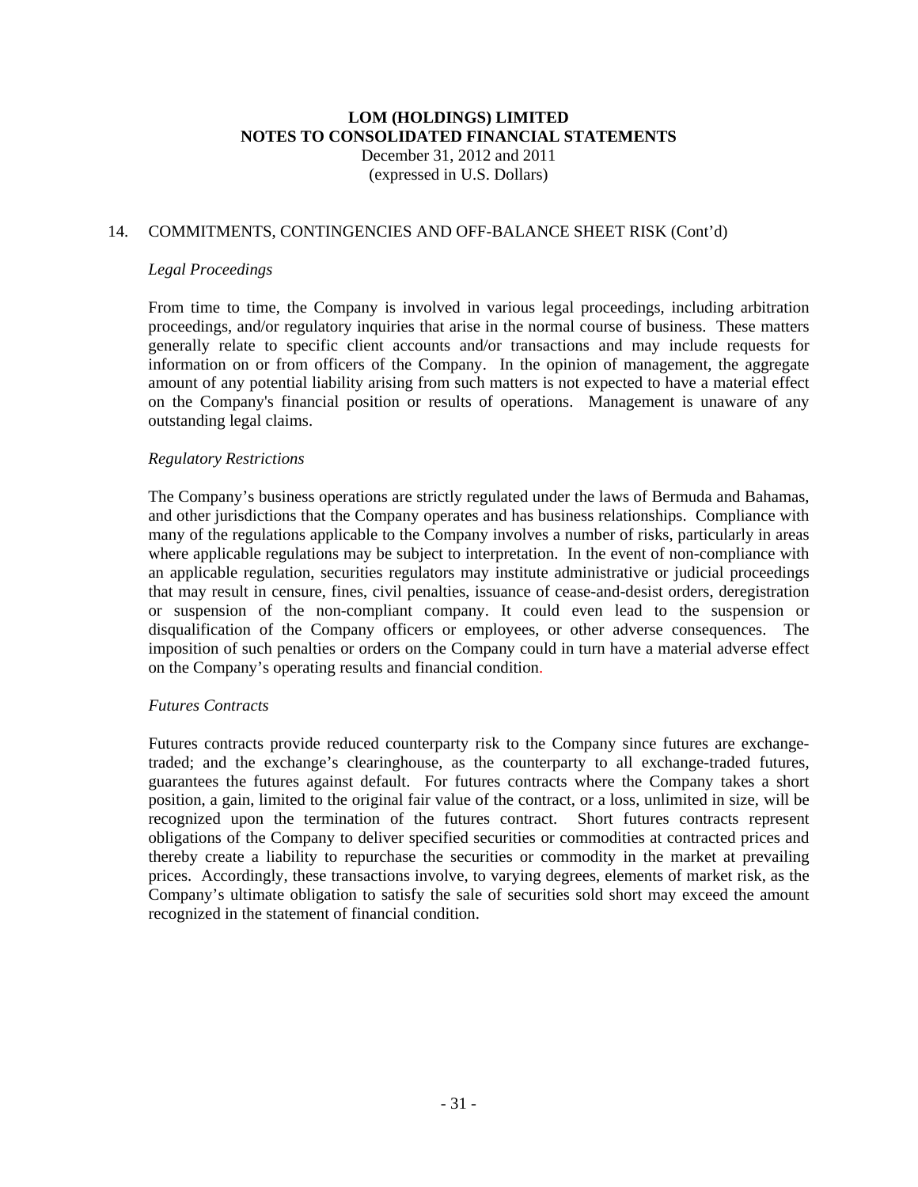## 14. COMMITMENTS, CONTINGENCIES AND OFF-BALANCE SHEET RISK (Cont'd)

*Legal Proceedings*

From time to time, the Company is involved in various legal proceedings, including arbitration proceedings, and/or regulatory inquiries that arise in the normal course of business. These matters generally relate to specific client accounts and/or transactions and may include requests for information on or from officers of the Company. In the opinion of management, the aggregate amount of any potential liability arising from such matters is not expected to have a material effect on the Company's financial position or results of operations. Management is unaware of any outstanding legal claims.

*Regulatory Restrictions*

The Company's business operations are strictly regulated under the laws of Bermuda and Bahamas, and other jurisdictions that the Company operates and has business relationships. Compliance with many of the regulations applicable to the Company involves a number of risks, particularly in areas where applicable regulations may be subject to interpretation. In the event of non-compliance with an applicable regulation, securities regulators may institute administrative or judicial proceedings that may result in censure, fines, civil penalties, issuance of cease-and-desist orders, deregistration or suspension of the non-compliant company. It could even lead to the suspension or disqualification of the Company officers or employees, or other adverse consequences. The imposition of such penalties or orders on the Company could in turn have a material adverse effect on the Company's operating results and financial condition.

*Futures Contracts*

Futures contracts provide reduced counterparty risk to the Company since futures are exchange-traded; and the exchange's clearinghouse, as the counterparty to all exchange-traded futures, guarantees the futures against default. For futures contracts where the Company takes a short position, a gain, limited to the original fair value of the contract, or a loss, unlimited in size, will be recognized upon the termination of the futures contract. Short futures contracts represent obligations of the Company to deliver specified securities or commodities at contracted prices and thereby create a liability to repurchase the securities or commodity in the market at prevailing prices. Accordingly, these transactions involve, to varying degrees, elements of market risk, as the Company's ultimate obligation to satisfy the sale of securities sold short may exceed the amount recognized in the statement of financial condition.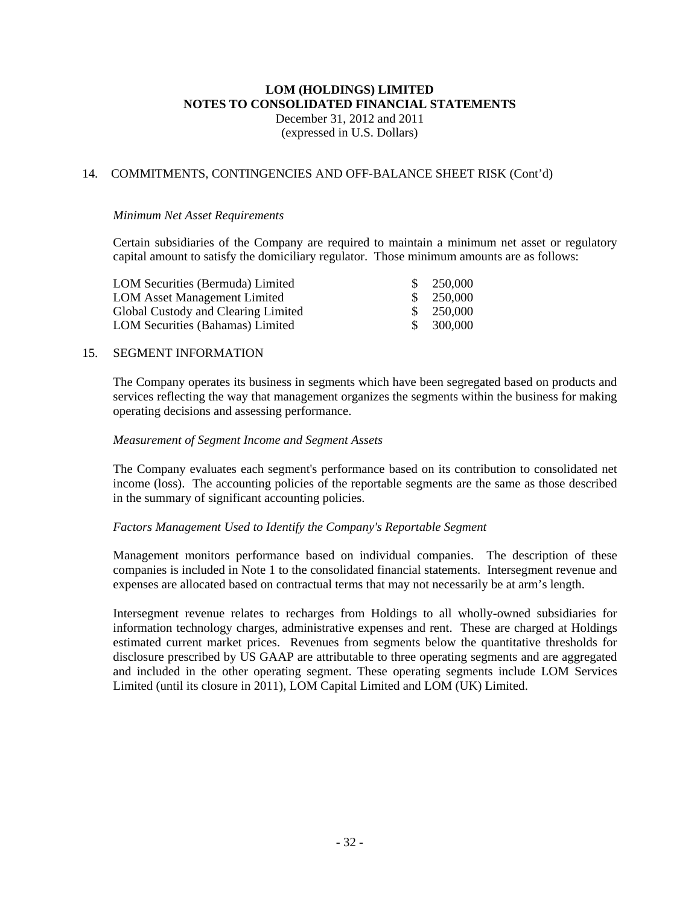## 14. COMMITMENTS, CONTINGENCIES AND OFF-BALANCE SHEET RISK (Cont'd)

*Minimum Net Asset Requirements*

Certain subsidiaries of the Company are required to maintain a minimum net asset or regulatory capital amount to satisfy the domiciliary regulator. Those minimum amounts are as follows:

| | |
|---|---|
| LOM Securities (Bermuda) Limited | $ 250,000 |
| LOM Asset Management Limited | $ 250,000 |
| Global Custody and Clearing Limited | $ 250,000 |
| LOM Securities (Bahamas) Limited | $ 300,000 |

## 15. SEGMENT INFORMATION

The Company operates its business in segments which have been segregated based on products and services reflecting the way that management organizes the segments within the business for making operating decisions and assessing performance.

*Measurement of Segment Income and Segment Assets*

The Company evaluates each segment's performance based on its contribution to consolidated net income (loss). The accounting policies of the reportable segments are the same as those described in the summary of significant accounting policies.

*Factors Management Used to Identify the Company's Reportable Segment*

Management monitors performance based on individual companies. The description of these companies is included in Note 1 to the consolidated financial statements. Intersegment revenue and expenses are allocated based on contractual terms that may not necessarily be at arm's length.

Intersegment revenue relates to recharges from Holdings to all wholly-owned subsidiaries for information technology charges, administrative expenses and rent. These are charged at Holdings estimated current market prices. Revenues from segments below the quantitative thresholds for disclosure prescribed by US GAAP are attributable to three operating segments and are aggregated and included in the other operating segment. These operating segments include LOM Services Limited (until its closure in 2011), LOM Capital Limited and LOM (UK) Limited.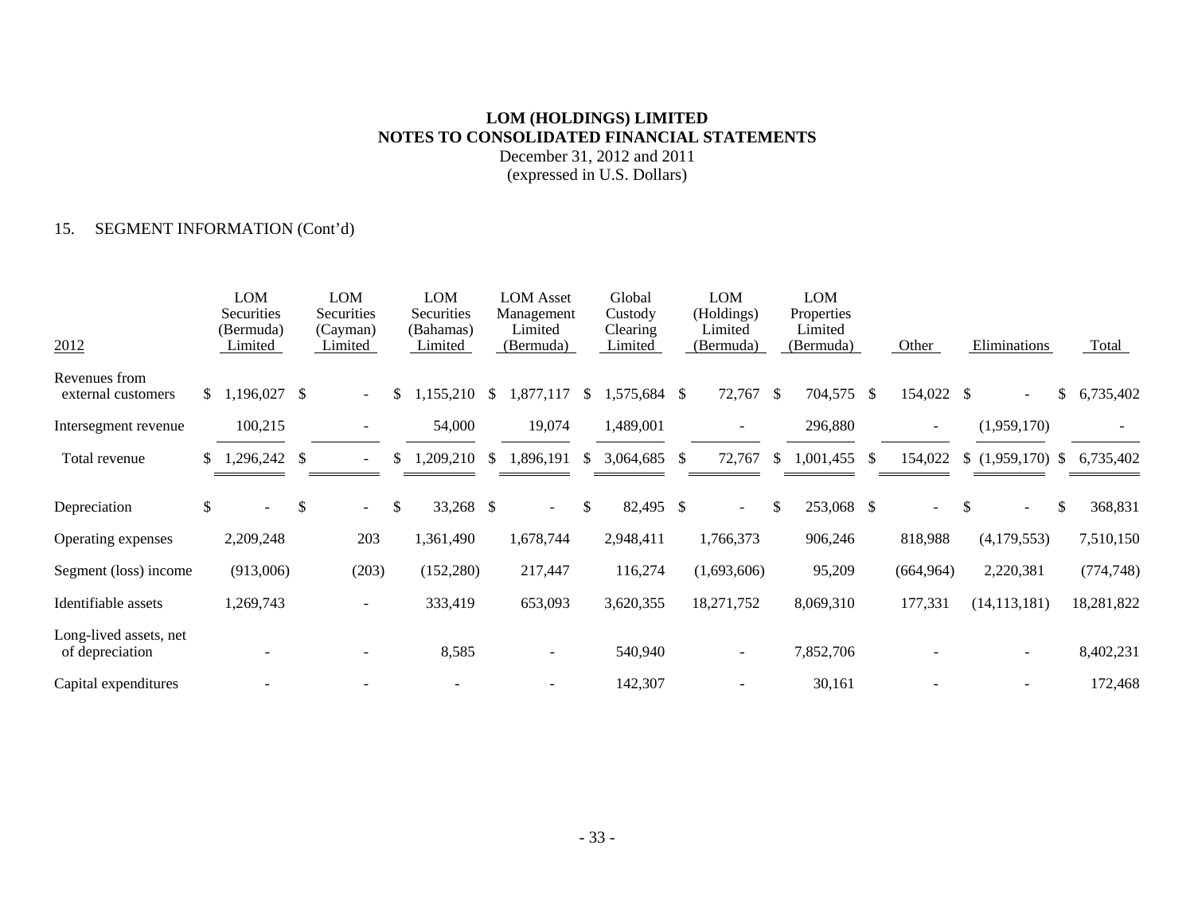# LOM (HOLDINGS) LIMITED
## NOTES TO CONSOLIDATED FINANCIAL STATEMENTS
December 31, 2012 and 2011
(expressed in U.S. Dollars)

15. SEGMENT INFORMATION (Cont'd)

| 2012 | LOM Securities (Bermuda) Limited | LOM Securities (Cayman) Limited | LOM Securities (Bahamas) Limited | LOM Asset Management Limited (Bermuda) | Global Custody Clearing Limited | LOM (Holdings) Limited (Bermuda) | LOM Properties Limited (Bermuda) | Other | Eliminations | Total |
|---|---|---|---|---|---|---|---|---|---|---|
| Revenues from external customers | $ 1,196,027 | $ - | $ 1,155,210 | $ 1,877,117 | $ 1,575,684 | $ 72,767 | $ 704,575 | $ 154,022 | $ - | $ 6,735,402 |
| Intersegment revenue | 100,215 | - | 54,000 | 19,074 | 1,489,001 | - | 296,880 | - | (1,959,170) | - |
| Total revenue | $ 1,296,242 | $ - | $ 1,209,210 | $ 1,896,191 | $ 3,064,685 | $ 72,767 | $ 1,001,455 | $ 154,022 | $ (1,959,170) | $ 6,735,402 |
| Depreciation | $ - | $ - | $ 33,268 | $ - | $ 82,495 | $ - | $ 253,068 | $ - | $ - | $ 368,831 |
| Operating expenses | 2,209,248 | 203 | 1,361,490 | 1,678,744 | 2,948,411 | 1,766,373 | 906,246 | 818,988 | (4,179,553) | 7,510,150 |
| Segment (loss) income | (913,006) | (203) | (152,280) | 217,447 | 116,274 | (1,693,606) | 95,209 | (664,964) | 2,220,381 | (774,748) |
| Identifiable assets | 1,269,743 | - | 333,419 | 653,093 | 3,620,355 | 18,271,752 | 8,069,310 | 177,331 | (14,113,181) | 18,281,822 |
| Long-lived assets, net of depreciation | - | - | 8,585 | - | 540,940 | - | 7,852,706 | - | - | 8,402,231 |
| Capital expenditures | - | - | - | - | 142,307 | - | 30,161 | - | - | 172,468 |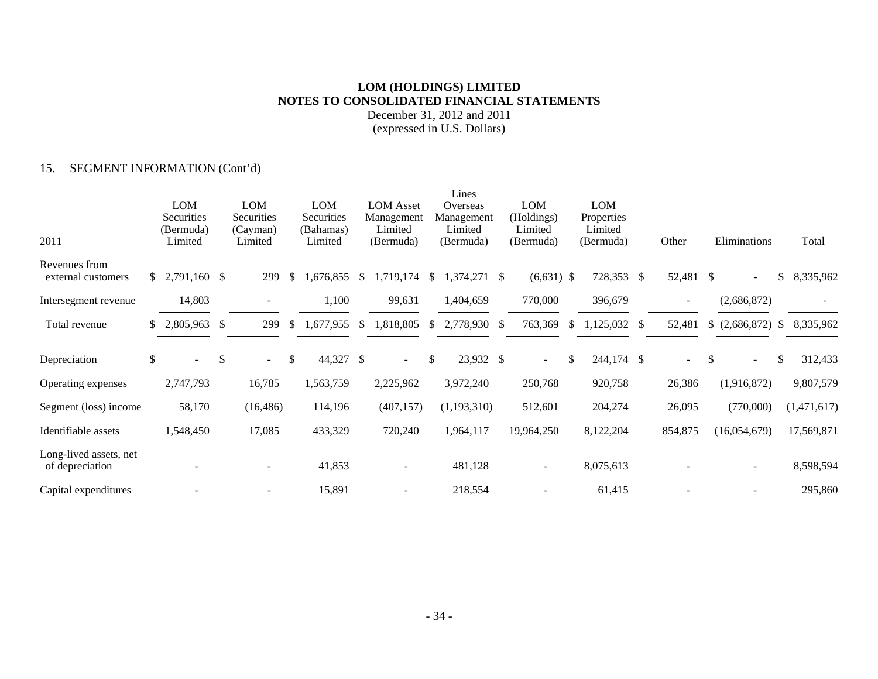# LOM (HOLDINGS) LIMITED
## NOTES TO CONSOLIDATED FINANCIAL STATEMENTS
December 31, 2012 and 2011
(expressed in U.S. Dollars)

15. SEGMENT INFORMATION (Cont'd)

| 2011 | LOM Securities (Bermuda) Limited | LOM Securities (Cayman) Limited | LOM Securities (Bahamas) Limited | LOM Asset Management Limited (Bermuda) | Lines Overseas Management Limited (Bermuda) | LOM (Holdings) Limited (Bermuda) | LOM Properties Limited (Bermuda) | Other | Eliminations | Total |
|---|---|---|---|---|---|---|---|---|---|---|
| Revenues from external customers | $ 2,791,160 | $ 299 | $ 1,676,855 | $ 1,719,174 | $ 1,374,271 | $ (6,631) | $ 728,353 | $ 52,481 | $ - | $ 8,335,962 |
| Intersegment revenue | 14,803 | - | 1,100 | 99,631 | 1,404,659 | 770,000 | 396,679 | - | (2,686,872) | - |
| Total revenue | $ 2,805,963 | $ 299 | $ 1,677,955 | $ 1,818,805 | $ 2,778,930 | $ 763,369 | $ 1,125,032 | $ 52,481 | $ (2,686,872) | $ 8,335,962 |
| Depreciation | $ - | $ - | $ 44,327 | $ - | $ 23,932 | $ - | $ 244,174 | $ - | $ - | $ 312,433 |
| Operating expenses | 2,747,793 | 16,785 | 1,563,759 | 2,225,962 | 3,972,240 | 250,768 | 920,758 | 26,386 | (1,916,872) | 9,807,579 |
| Segment (loss) income | 58,170 | (16,486) | 114,196 | (407,157) | (1,193,310) | 512,601 | 204,274 | 26,095 | (770,000) | (1,471,617) |
| Identifiable assets | 1,548,450 | 17,085 | 433,329 | 720,240 | 1,964,117 | 19,964,250 | 8,122,204 | 854,875 | (16,054,679) | 17,569,871 |
| Long-lived assets, net of depreciation | - | - | 41,853 | - | 481,128 | - | 8,075,613 | - | - | 8,598,594 |
| Capital expenditures | - | - | 15,891 | - | 218,554 | - | 61,415 | - | - | 295,860 |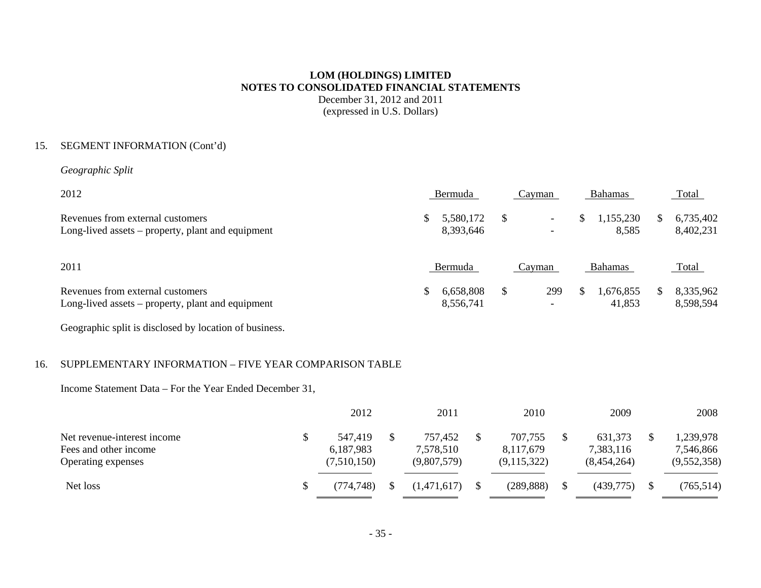**LOM (HOLDINGS) LIMITED**
**NOTES TO CONSOLIDATED FINANCIAL STATEMENTS**
December 31, 2012 and 2011
(expressed in U.S. Dollars)

15. SEGMENT INFORMATION (Cont'd)

*Geographic Split*

| 2012 | Bermuda | Cayman | Bahamas | Total |
|---|---|---|---|---|
| Revenues from external customers | $ 5,580,172 | $ - | $ 1,155,230 | $ 6,735,402 |
| Long-lived assets – property, plant and equipment | 8,393,646 | - | 8,585 | 8,402,231 |

| 2011 | Bermuda | Cayman | Bahamas | Total |
|---|---|---|---|---|
| Revenues from external customers | $ 6,658,808 | $ 299 | $ 1,676,855 | $ 8,335,962 |
| Long-lived assets – property, plant and equipment | 8,556,741 | - | 41,853 | 8,598,594 |

Geographic split is disclosed by location of business.

16. SUPPLEMENTARY INFORMATION – FIVE YEAR COMPARISON TABLE

Income Statement Data – For the Year Ended December 31,

| | 2012 | 2011 | 2010 | 2009 | 2008 |
|---|---|---|---|---|---|
| Net revenue-interest income | $ 547,419 | $ 757,452 | $ 707,755 | $ 631,373 | $ 1,239,978 |
| Fees and other income | 6,187,983 | 7,578,510 | 8,117,679 | 7,383,116 | 7,546,866 |
| Operating expenses | (7,510,150) | (9,807,579) | (9,115,322) | (8,454,264) | (9,552,358) |
| Net loss | $ (774,748) | $ (1,471,617) | $ (289,888) | $ (439,775) | $ (765,514) |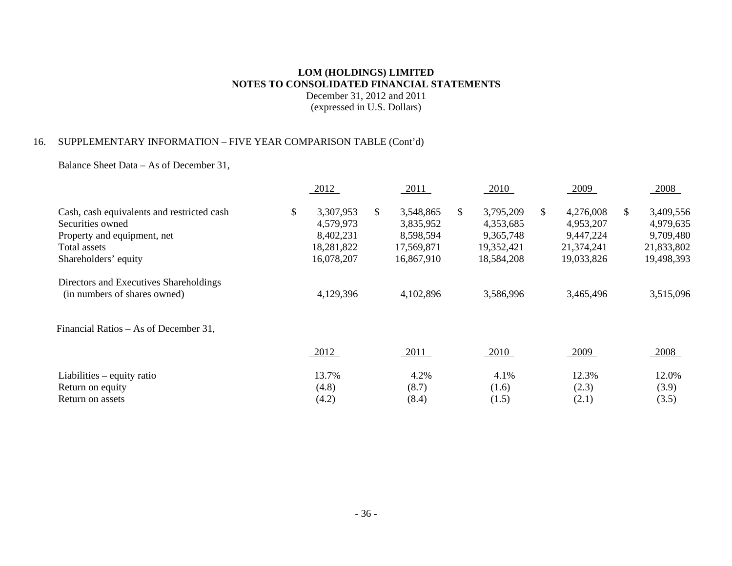**LOM (HOLDINGS) LIMITED**
**NOTES TO CONSOLIDATED FINANCIAL STATEMENTS**
December 31, 2012 and 2011
(expressed in U.S. Dollars)

16. SUPPLEMENTARY INFORMATION – FIVE YEAR COMPARISON TABLE (Cont'd)

Balance Sheet Data – As of December 31,

| | 2012 | 2011 | 2010 | 2009 | 2008 |
|---|---|---|---|---|---|
| Cash, cash equivalents and restricted cash | $ 3,307,953 | $ 3,548,865 | $ 3,795,209 | $ 4,276,008 | $ 3,409,556 |
| Securities owned | 4,579,973 | 3,835,952 | 4,353,685 | 4,953,207 | 4,979,635 |
| Property and equipment, net | 8,402,231 | 8,598,594 | 9,365,748 | 9,447,224 | 9,709,480 |
| Total assets | 18,281,822 | 17,569,871 | 19,352,421 | 21,374,241 | 21,833,802 |
| Shareholders' equity | 16,078,207 | 16,867,910 | 18,584,208 | 19,033,826 | 19,498,393 |
| Directors and Executives Shareholdings (in numbers of shares owned) | 4,129,396 | 4,102,896 | 3,586,996 | 3,465,496 | 3,515,096 |

Financial Ratios – As of December 31,

| | 2012 | 2011 | 2010 | 2009 | 2008 |
|---|---|---|---|---|---|
| Liabilities – equity ratio | 13.7% | 4.2% | 4.1% | 12.3% | 12.0% |
| Return on equity | (4.8) | (8.7) | (1.6) | (2.3) | (3.9) |
| Return on assets | (4.2) | (8.4) | (1.5) | (2.1) | (3.5) |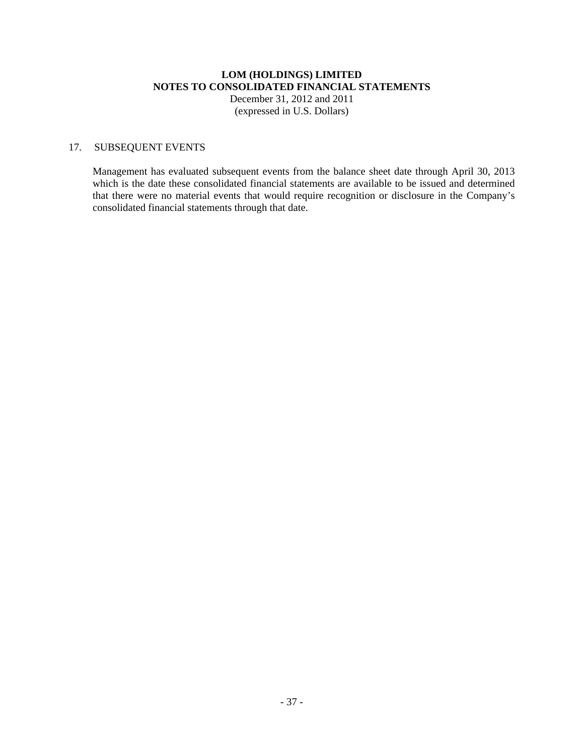**LOM (HOLDINGS) LIMITED**
**NOTES TO CONSOLIDATED FINANCIAL STATEMENTS**
December 31, 2012 and 2011
(expressed in U.S. Dollars)

## 17. SUBSEQUENT EVENTS

Management has evaluated subsequent events from the balance sheet date through April 30, 2013 which is the date these consolidated financial statements are available to be issued and determined that there were no material events that would require recognition or disclosure in the Company's consolidated financial statements through that date.